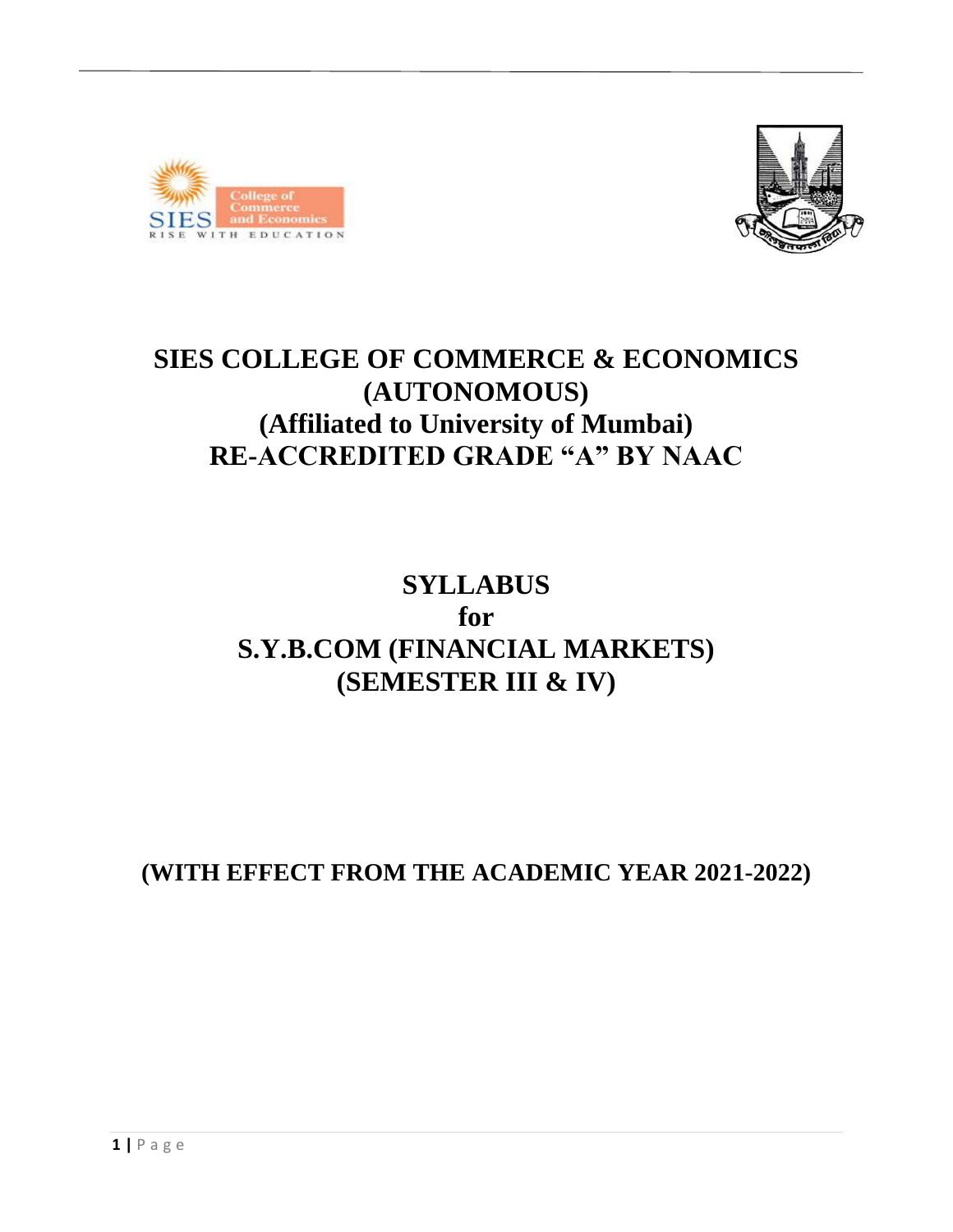# SIES COLLEGE OF COMMERCE & ECONOMICS (AUTONOMOUS)
## (Affiliated to University of Mumbai)
## RE-ACCREDITED GRADE "A" BY NAAC

# SYLLABUS
# for
# S.Y.B.COM (FINANCIAL MARKETS)
# (SEMESTER III & IV)

**(WITH EFFECT FROM THE ACADEMIC YEAR 2021-2022)**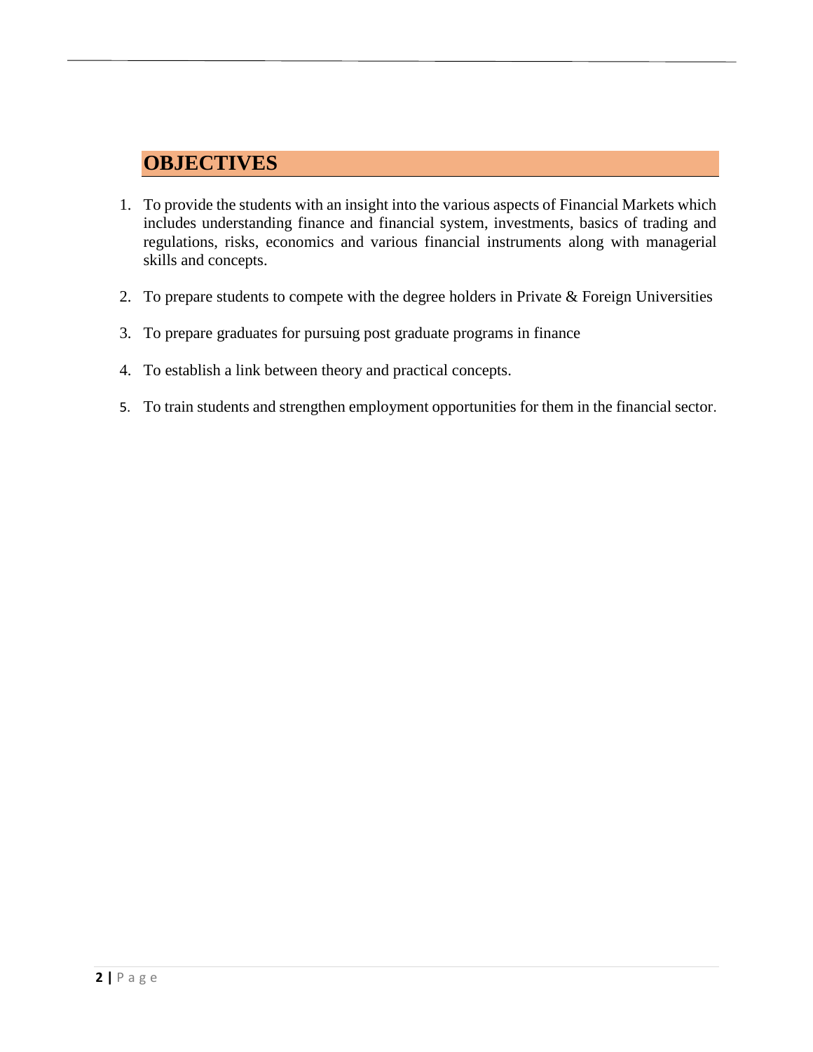## OBJECTIVES

1. To provide the students with an insight into the various aspects of Financial Markets which includes understanding finance and financial system, investments, basics of trading and regulations, risks, economics and various financial instruments along with managerial skills and concepts.

2. To prepare students to compete with the degree holders in Private & Foreign Universities

3. To prepare graduates for pursuing post graduate programs in finance

4. To establish a link between theory and practical concepts.

5. To train students and strengthen employment opportunities for them in the financial sector.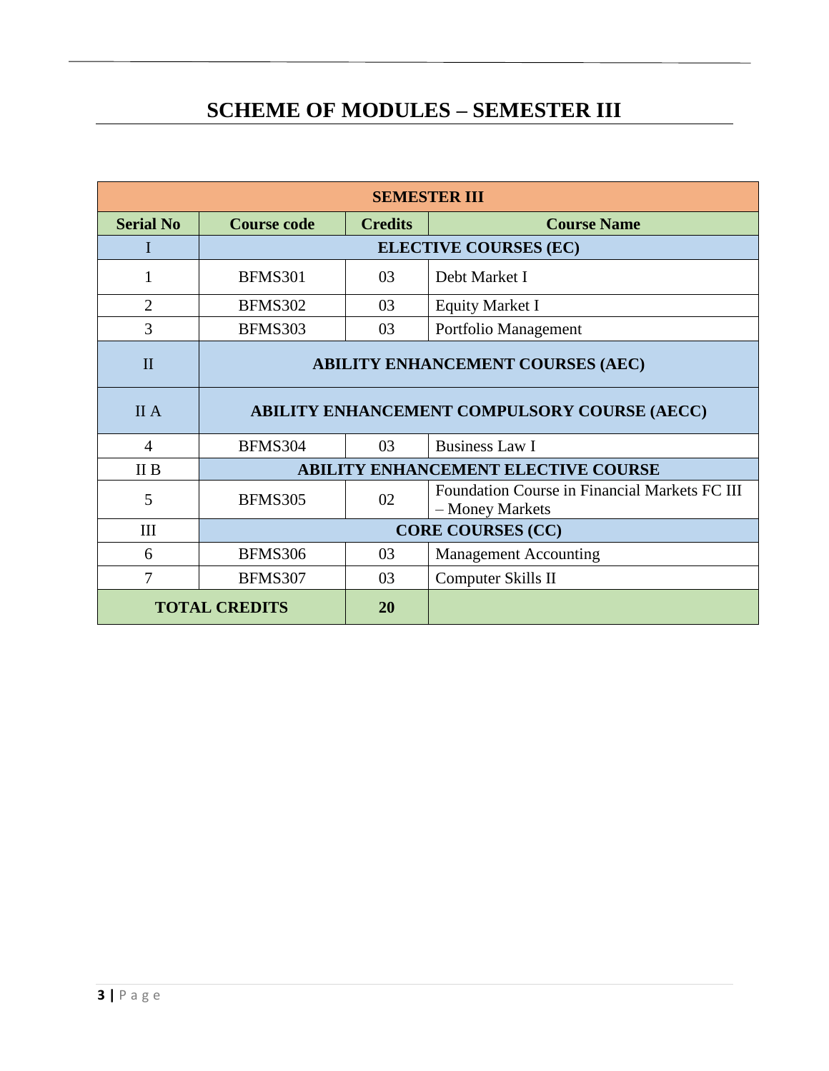# SCHEME OF MODULES – SEMESTER III

| SEMESTER III | | | |
|---|---|---|---|
| **Serial No** | **Course code** | **Credits** | **Course Name** |
| I | **ELECTIVE COURSES (EC)** | | |
| 1 | BFMS301 | 03 | Debt Market I |
| 2 | BFMS302 | 03 | Equity Market I |
| 3 | BFMS303 | 03 | Portfolio Management |
| II | **ABILITY ENHANCEMENT COURSES (AEC)** | | |
| II A | **ABILITY ENHANCEMENT COMPULSORY COURSE (AECC)** | | |
| 4 | BFMS304 | 03 | Business Law I |
| II B | **ABILITY ENHANCEMENT ELECTIVE COURSE** | | |
| 5 | BFMS305 | 02 | Foundation Course in Financial Markets FC III – Money Markets |
| III | **CORE COURSES (CC)** | | |
| 6 | BFMS306 | 03 | Management Accounting |
| 7 | BFMS307 | 03 | Computer Skills II |
| **TOTAL CREDITS** | | **20** | |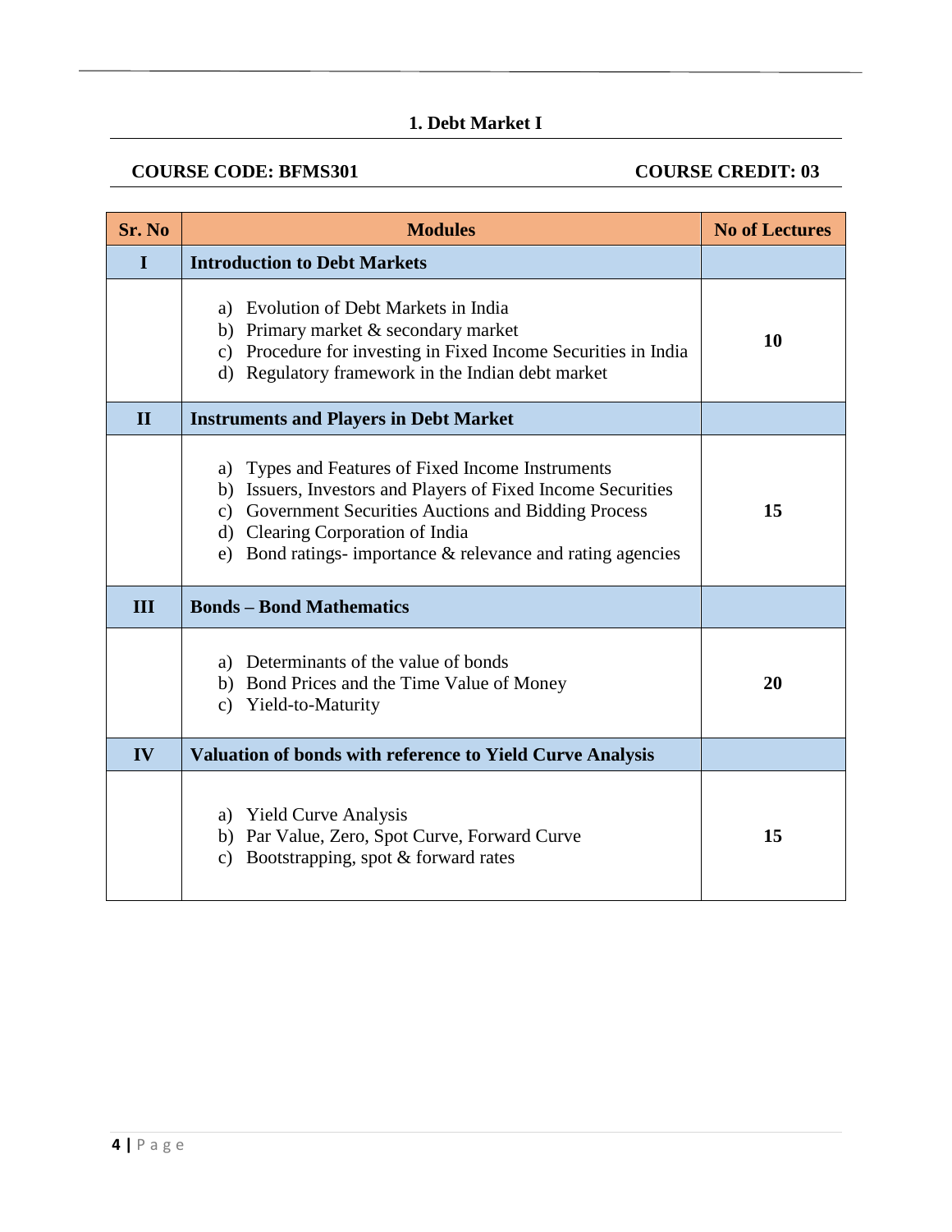## 1. Debt Market I

**COURSE CODE: BFMS301** **COURSE CREDIT: 03**

| Sr. No | Modules | No of Lectures |
|---|---|---|
| **I** | **Introduction to Debt Markets** | |
| | a) Evolution of Debt Markets in India<br>b) Primary market & secondary market<br>c) Procedure for investing in Fixed Income Securities in India<br>d) Regulatory framework in the Indian debt market | **10** |
| **II** | **Instruments and Players in Debt Market** | |
| | a) Types and Features of Fixed Income Instruments<br>b) Issuers, Investors and Players of Fixed Income Securities<br>c) Government Securities Auctions and Bidding Process<br>d) Clearing Corporation of India<br>e) Bond ratings- importance & relevance and rating agencies | **15** |
| **III** | **Bonds – Bond Mathematics** | |
| | a) Determinants of the value of bonds<br>b) Bond Prices and the Time Value of Money<br>c) Yield-to-Maturity | **20** |
| **IV** | **Valuation of bonds with reference to Yield Curve Analysis** | |
| | a) Yield Curve Analysis<br>b) Par Value, Zero, Spot Curve, Forward Curve<br>c) Bootstrapping, spot & forward rates | **15** |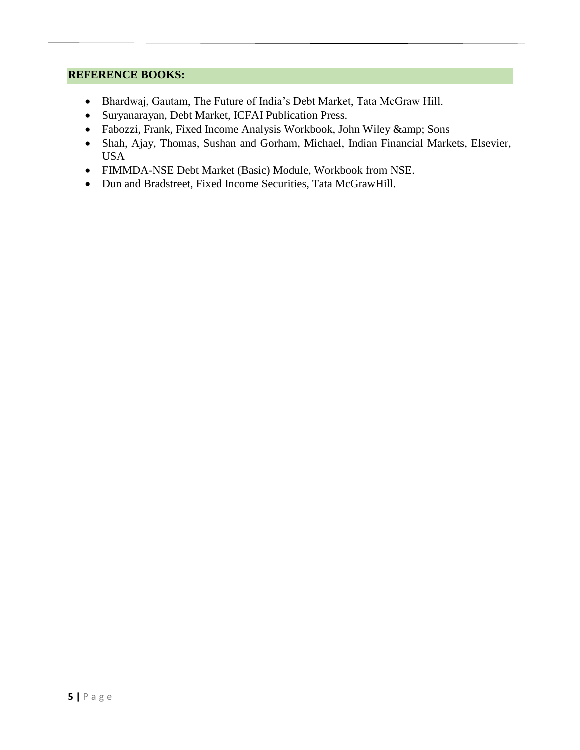## REFERENCE BOOKS:

- Bhardwaj, Gautam, The Future of India's Debt Market, Tata McGraw Hill.
- Suryanarayan, Debt Market, ICFAI Publication Press.
- Fabozzi, Frank, Fixed Income Analysis Workbook, John Wiley &amp; Sons
- Shah, Ajay, Thomas, Sushan and Gorham, Michael, Indian Financial Markets, Elsevier, USA
- FIMMDA-NSE Debt Market (Basic) Module, Workbook from NSE.
- Dun and Bradstreet, Fixed Income Securities, Tata McGrawHill.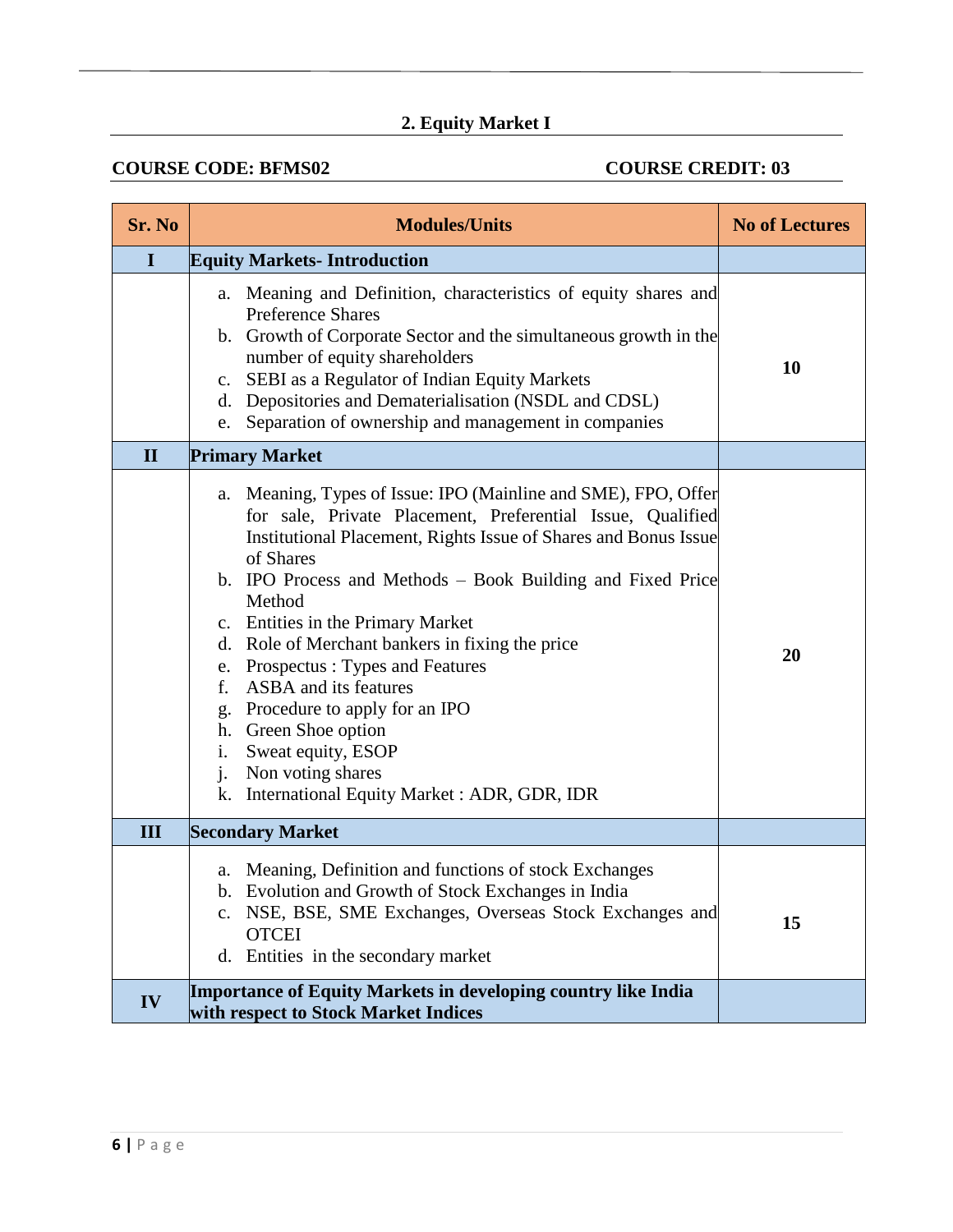## 2. Equity Market I

**COURSE CODE: BFMS02** **COURSE CREDIT: 03**

| Sr. No | Modules/Units | No of Lectures |
|---|---|---|
| **I** | **Equity Markets- Introduction** | |
| | a. Meaning and Definition, characteristics of equity shares and Preference Shares<br>b. Growth of Corporate Sector and the simultaneous growth in the number of equity shareholders<br>c. SEBI as a Regulator of Indian Equity Markets<br>d. Depositories and Dematerialisation (NSDL and CDSL)<br>e. Separation of ownership and management in companies | **10** |
| **II** | **Primary Market** | |
| | a. Meaning, Types of Issue: IPO (Mainline and SME), FPO, Offer for sale, Private Placement, Preferential Issue, Qualified Institutional Placement, Rights Issue of Shares and Bonus Issue of Shares<br>b. IPO Process and Methods – Book Building and Fixed Price Method<br>c. Entities in the Primary Market<br>d. Role of Merchant bankers in fixing the price<br>e. Prospectus : Types and Features<br>f. ASBA and its features<br>g. Procedure to apply for an IPO<br>h. Green Shoe option<br>i. Sweat equity, ESOP<br>j. Non voting shares<br>k. International Equity Market : ADR, GDR, IDR | **20** |
| **III** | **Secondary Market** | |
| | a. Meaning, Definition and functions of stock Exchanges<br>b. Evolution and Growth of Stock Exchanges in India<br>c. NSE, BSE, SME Exchanges, Overseas Stock Exchanges and OTCEI<br>d. Entities in the secondary market | **15** |
| **IV** | **Importance of Equity Markets in developing country like India with respect to Stock Market Indices** | |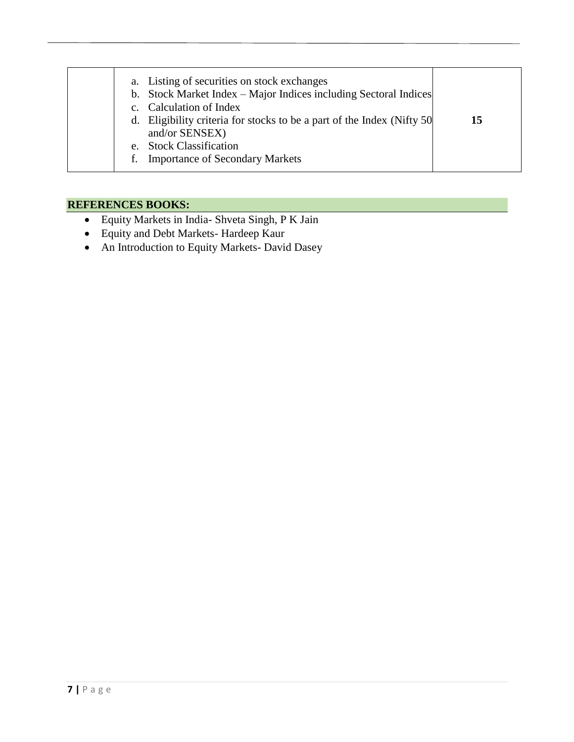| | | |
|---|---|---|
| | a. Listing of securities on stock exchanges<br>b. Stock Market Index – Major Indices including Sectoral Indices<br>c. Calculation of Index<br>d. Eligibility criteria for stocks to be a part of the Index (Nifty 50 and/or SENSEX)<br>e. Stock Classification<br>f. Importance of Secondary Markets | **15** |

**REFERENCES BOOKS:**

- Equity Markets in India- Shveta Singh, P K Jain
- Equity and Debt Markets- Hardeep Kaur
- An Introduction to Equity Markets- David Dasey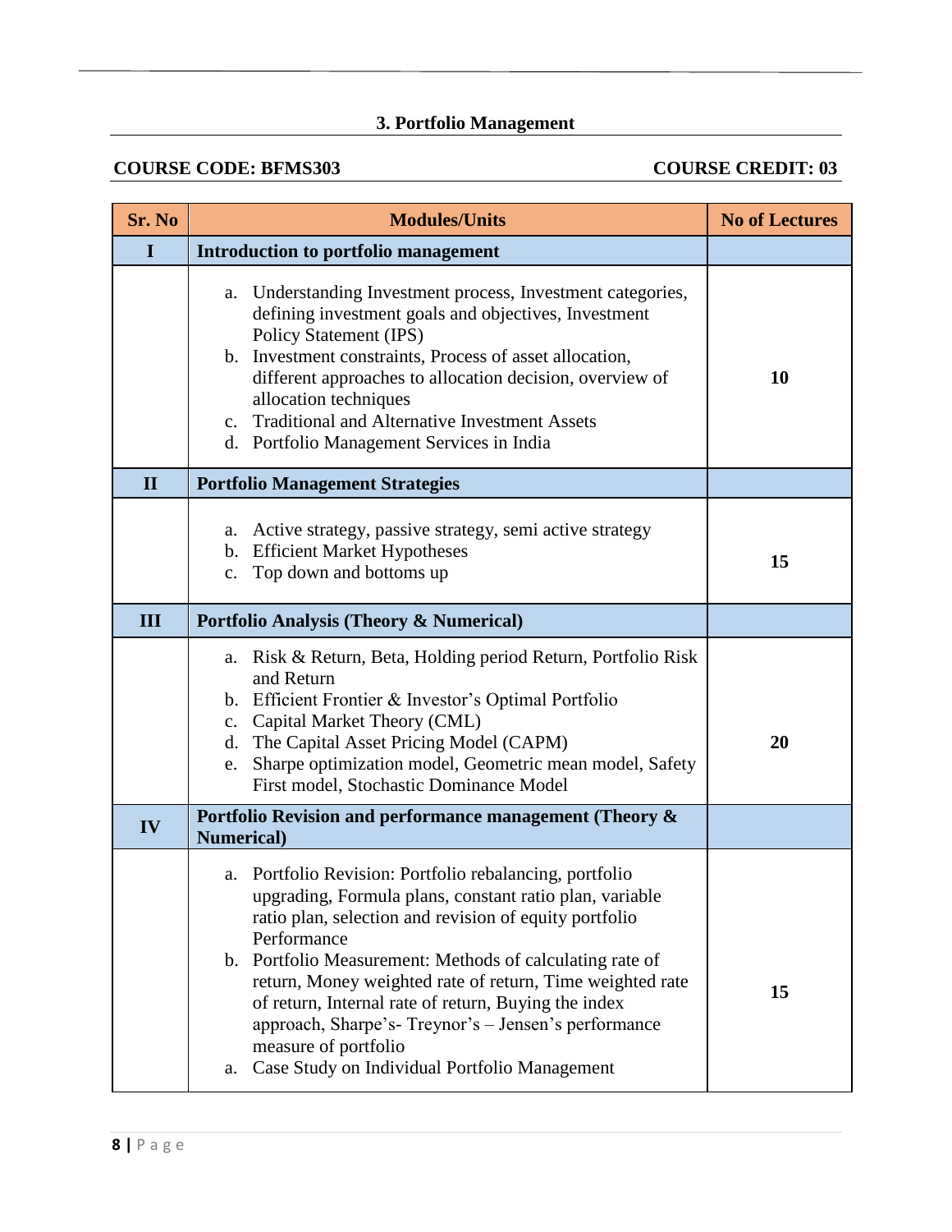## 3. Portfolio Management

**COURSE CODE: BFMS303** **COURSE CREDIT: 03**

| Sr. No | Modules/Units | No of Lectures |
|---|---|---|
| **I** | **Introduction to portfolio management** | |
| | a. Understanding Investment process, Investment categories, defining investment goals and objectives, Investment Policy Statement (IPS)<br>b. Investment constraints, Process of asset allocation, different approaches to allocation decision, overview of allocation techniques<br>c. Traditional and Alternative Investment Assets<br>d. Portfolio Management Services in India | **10** |
| **II** | **Portfolio Management Strategies** | |
| | a. Active strategy, passive strategy, semi active strategy<br>b. Efficient Market Hypotheses<br>c. Top down and bottoms up | **15** |
| **III** | **Portfolio Analysis (Theory & Numerical)** | |
| | a. Risk & Return, Beta, Holding period Return, Portfolio Risk and Return<br>b. Efficient Frontier & Investor's Optimal Portfolio<br>c. Capital Market Theory (CML)<br>d. The Capital Asset Pricing Model (CAPM)<br>e. Sharpe optimization model, Geometric mean model, Safety First model, Stochastic Dominance Model | **20** |
| **IV** | **Portfolio Revision and performance management (Theory & Numerical)** | |
| | a. Portfolio Revision: Portfolio rebalancing, portfolio upgrading, Formula plans, constant ratio plan, variable ratio plan, selection and revision of equity portfolio Performance<br>b. Portfolio Measurement: Methods of calculating rate of return, Money weighted rate of return, Time weighted rate of return, Internal rate of return, Buying the index approach, Sharpe's- Treynor's – Jensen's performance measure of portfolio<br>a. Case Study on Individual Portfolio Management | **15** |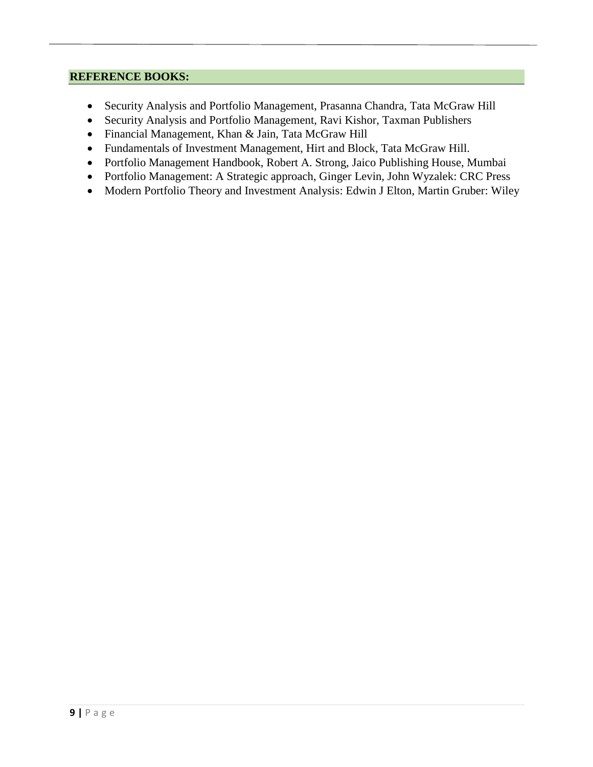## REFERENCE BOOKS:

- Security Analysis and Portfolio Management, Prasanna Chandra, Tata McGraw Hill
- Security Analysis and Portfolio Management, Ravi Kishor, Taxman Publishers
- Financial Management, Khan & Jain, Tata McGraw Hill
- Fundamentals of Investment Management, Hirt and Block, Tata McGraw Hill.
- Portfolio Management Handbook, Robert A. Strong, Jaico Publishing House, Mumbai
- Portfolio Management: A Strategic approach, Ginger Levin, John Wyzalek: CRC Press
- Modern Portfolio Theory and Investment Analysis: Edwin J Elton, Martin Gruber: Wiley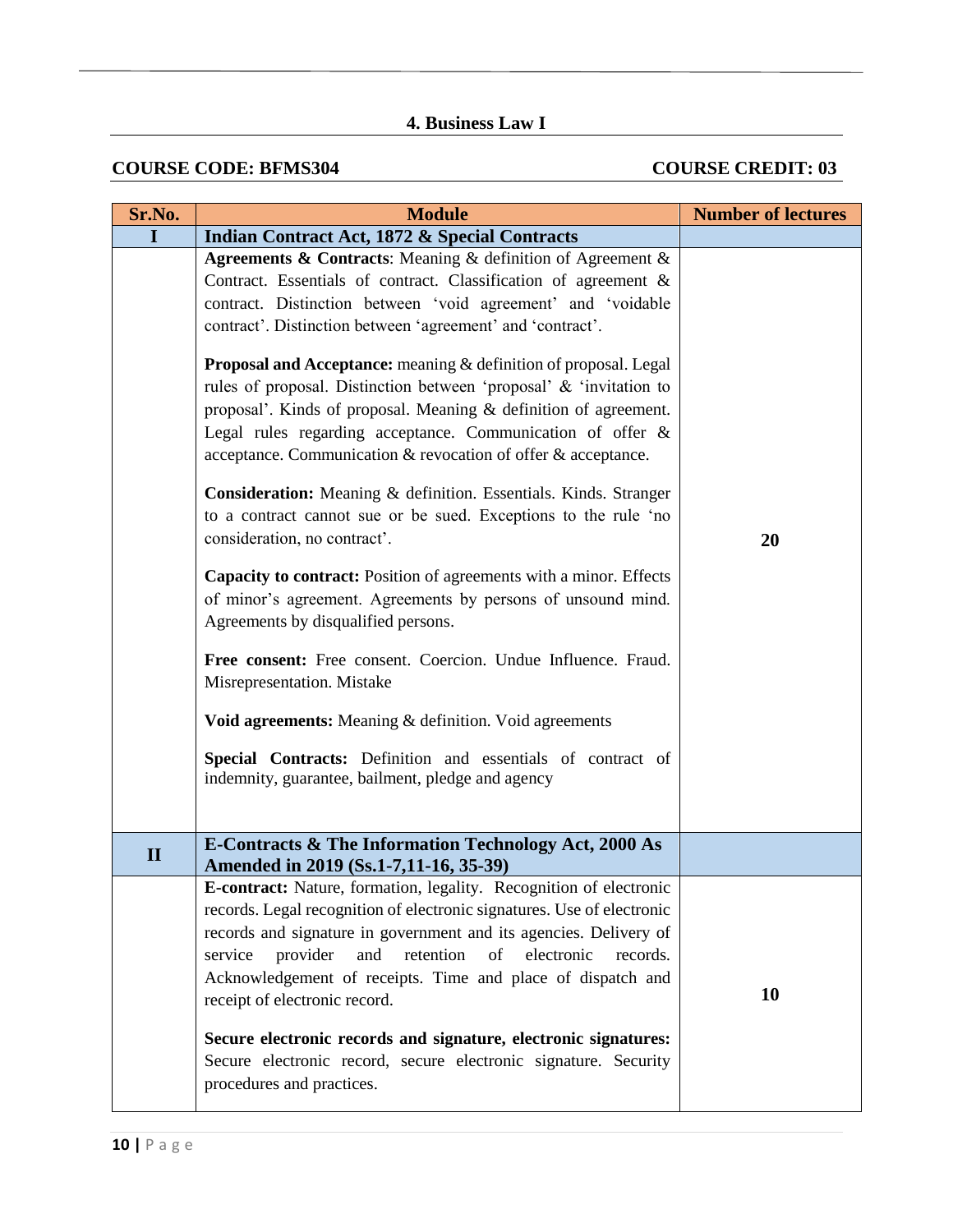## 4. Business Law I

**COURSE CODE: BFMS304** **COURSE CREDIT: 03**

| Sr.No. | Module | Number of lectures |
|---|---|---|
| **I** | **Indian Contract Act, 1872 & Special Contracts** | |
| | **Agreements & Contracts**: Meaning & definition of Agreement & Contract. Essentials of contract. Classification of agreement & contract. Distinction between 'void agreement' and 'voidable contract'. Distinction between 'agreement' and 'contract'.<br><br>**Proposal and Acceptance:** meaning & definition of proposal. Legal rules of proposal. Distinction between 'proposal' & 'invitation to proposal'. Kinds of proposal. Meaning & definition of agreement. Legal rules regarding acceptance. Communication of offer & acceptance. Communication & revocation of offer & acceptance.<br><br>**Consideration:** Meaning & definition. Essentials. Kinds. Stranger to a contract cannot sue or be sued. Exceptions to the rule 'no consideration, no contract'.<br><br>**Capacity to contract:** Position of agreements with a minor. Effects of minor's agreement. Agreements by persons of unsound mind. Agreements by disqualified persons.<br><br>**Free consent:** Free consent. Coercion. Undue Influence. Fraud. Misrepresentation. Mistake<br><br>**Void agreements:** Meaning & definition. Void agreements<br><br>**Special Contracts:** Definition and essentials of contract of indemnity, guarantee, bailment, pledge and agency | **20** |
| **II** | **E-Contracts & The Information Technology Act, 2000 As Amended in 2019 (Ss.1-7,11-16, 35-39)** | |
| | **E-contract:** Nature, formation, legality. Recognition of electronic records. Legal recognition of electronic signatures. Use of electronic records and signature in government and its agencies. Delivery of service provider and retention of electronic records. Acknowledgement of receipts. Time and place of dispatch and receipt of electronic record.<br><br>**Secure electronic records and signature, electronic signatures:** Secure electronic record, secure electronic signature. Security procedures and practices. | **10** |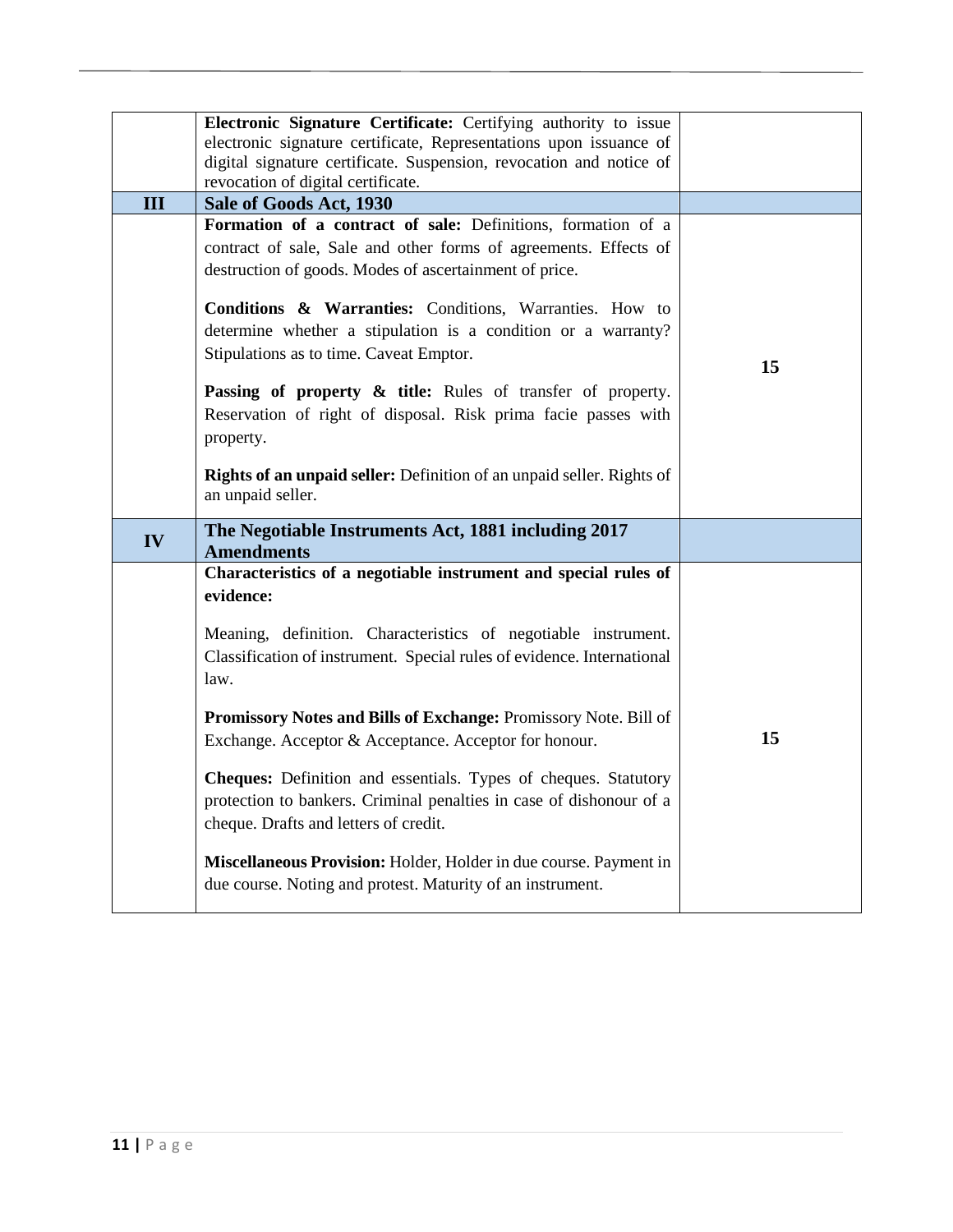| | | |
|---|---|---|
| | **Electronic Signature Certificate:** Certifying authority to issue electronic signature certificate, Representations upon issuance of digital signature certificate. Suspension, revocation and notice of revocation of digital certificate. | |
| **III** | **Sale of Goods Act, 1930** | |
| | **Formation of a contract of sale:** Definitions, formation of a contract of sale, Sale and other forms of agreements. Effects of destruction of goods. Modes of ascertainment of price.<br><br>**Conditions & Warranties:** Conditions, Warranties. How to determine whether a stipulation is a condition or a warranty? Stipulations as to time. Caveat Emptor.<br><br>**Passing of property & title:** Rules of transfer of property. Reservation of right of disposal. Risk prima facie passes with property.<br><br>**Rights of an unpaid seller:** Definition of an unpaid seller. Rights of an unpaid seller. | **15** |
| **IV** | **The Negotiable Instruments Act, 1881 including 2017 Amendments** | |
| | **Characteristics of a negotiable instrument and special rules of evidence:**<br><br>Meaning, definition. Characteristics of negotiable instrument. Classification of instrument. Special rules of evidence. International law.<br><br>**Promissory Notes and Bills of Exchange:** Promissory Note. Bill of Exchange. Acceptor & Acceptance. Acceptor for honour.<br><br>**Cheques:** Definition and essentials. Types of cheques. Statutory protection to bankers. Criminal penalties in case of dishonour of a cheque. Drafts and letters of credit.<br><br>**Miscellaneous Provision:** Holder, Holder in due course. Payment in due course. Noting and protest. Maturity of an instrument. | **15** |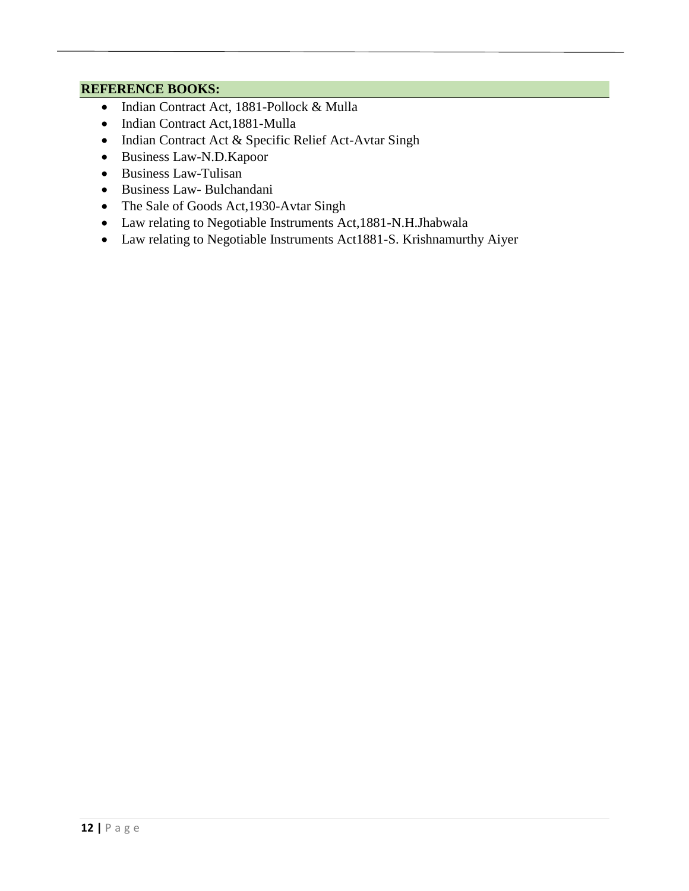**REFERENCE BOOKS:**

- Indian Contract Act, 1881-Pollock & Mulla
- Indian Contract Act,1881-Mulla
- Indian Contract Act & Specific Relief Act-Avtar Singh
- Business Law-N.D.Kapoor
- Business Law-Tulisan
- Business Law- Bulchandani
- The Sale of Goods Act,1930-Avtar Singh
- Law relating to Negotiable Instruments Act,1881-N.H.Jhabwala
- Law relating to Negotiable Instruments Act1881-S. Krishnamurthy Aiyer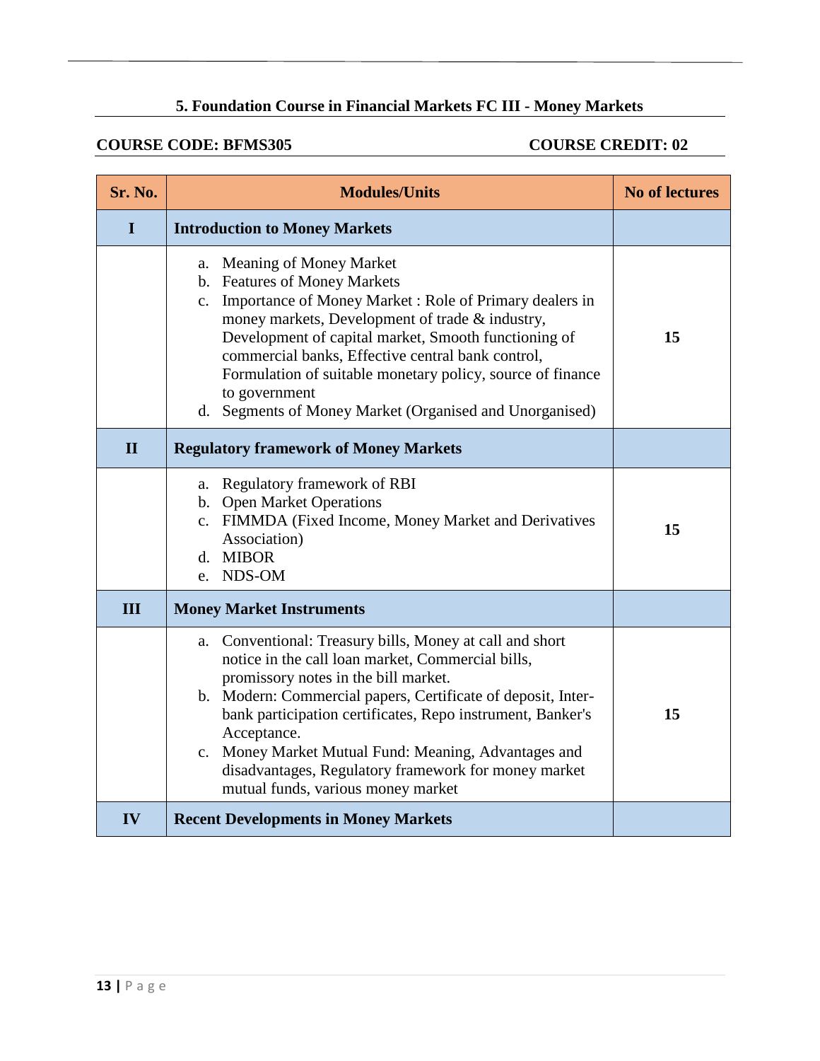## 5. Foundation Course in Financial Markets FC III - Money Markets

**COURSE CODE: BFMS305** **COURSE CREDIT: 02**

| Sr. No. | Modules/Units | No of lectures |
|---|---|---|
| **I** | **Introduction to Money Markets** | |
| | a. Meaning of Money Market<br>b. Features of Money Markets<br>c. Importance of Money Market : Role of Primary dealers in money markets, Development of trade & industry, Development of capital market, Smooth functioning of commercial banks, Effective central bank control, Formulation of suitable monetary policy, source of finance to government<br>d. Segments of Money Market (Organised and Unorganised) | **15** |
| **II** | **Regulatory framework of Money Markets** | |
| | a. Regulatory framework of RBI<br>b. Open Market Operations<br>c. FIMMDA (Fixed Income, Money Market and Derivatives Association)<br>d. MIBOR<br>e. NDS-OM | **15** |
| **III** | **Money Market Instruments** | |
| | a. Conventional: Treasury bills, Money at call and short notice in the call loan market, Commercial bills, promissory notes in the bill market.<br>b. Modern: Commercial papers, Certificate of deposit, Inter-bank participation certificates, Repo instrument, Banker's Acceptance.<br>c. Money Market Mutual Fund: Meaning, Advantages and disadvantages, Regulatory framework for money market mutual funds, various money market | **15** |
| **IV** | **Recent Developments in Money Markets** | |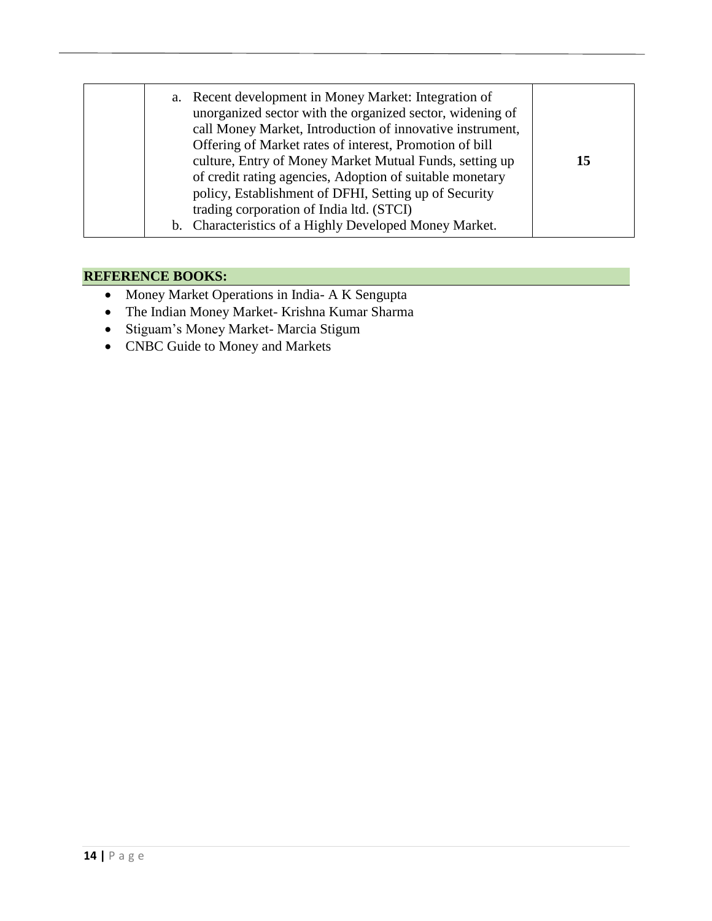| | | |
|---|---|---|
| | a. Recent development in Money Market: Integration of unorganized sector with the organized sector, widening of call Money Market, Introduction of innovative instrument, Offering of Market rates of interest, Promotion of bill culture, Entry of Money Market Mutual Funds, setting up of credit rating agencies, Adoption of suitable monetary policy, Establishment of DFHI, Setting up of Security trading corporation of India ltd. (STCI)<br>b. Characteristics of a Highly Developed Money Market. | **15** |

**REFERENCE BOOKS:**

- Money Market Operations in India- A K Sengupta
- The Indian Money Market- Krishna Kumar Sharma
- Stiguam's Money Market- Marcia Stigum
- CNBC Guide to Money and Markets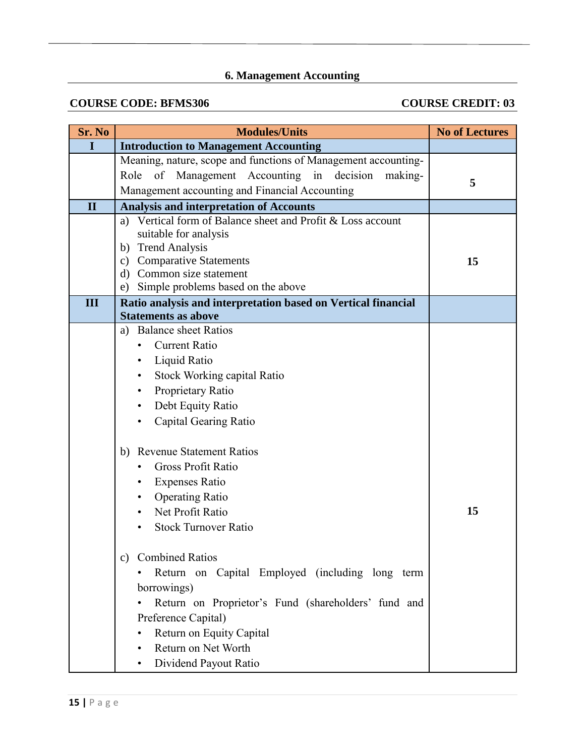## 6. Management Accounting

**COURSE CODE: BFMS306** **COURSE CREDIT: 03**

| Sr. No | Modules/Units | No of Lectures |
|---|---|---|
| **I** | **Introduction to Management Accounting** | |
| | Meaning, nature, scope and functions of Management accounting-Role of Management Accounting in decision making-Management accounting and Financial Accounting | **5** |
| **II** | **Analysis and interpretation of Accounts** | |
| | a) Vertical form of Balance sheet and Profit & Loss account suitable for analysis<br>b) Trend Analysis<br>c) Comparative Statements<br>d) Common size statement<br>e) Simple problems based on the above | **15** |
| **III** | **Ratio analysis and interpretation based on Vertical financial Statements as above** | |
| | a) Balance sheet Ratios<br>• Current Ratio<br>• Liquid Ratio<br>• Stock Working capital Ratio<br>• Proprietary Ratio<br>• Debt Equity Ratio<br>• Capital Gearing Ratio<br><br>b) Revenue Statement Ratios<br>• Gross Profit Ratio<br>• Expenses Ratio<br>• Operating Ratio<br>• Net Profit Ratio<br>• Stock Turnover Ratio<br><br>c) Combined Ratios<br>• Return on Capital Employed (including long term borrowings)<br>• Return on Proprietor's Fund (shareholders' fund and Preference Capital)<br>• Return on Equity Capital<br>• Return on Net Worth<br>• Dividend Payout Ratio | **15** |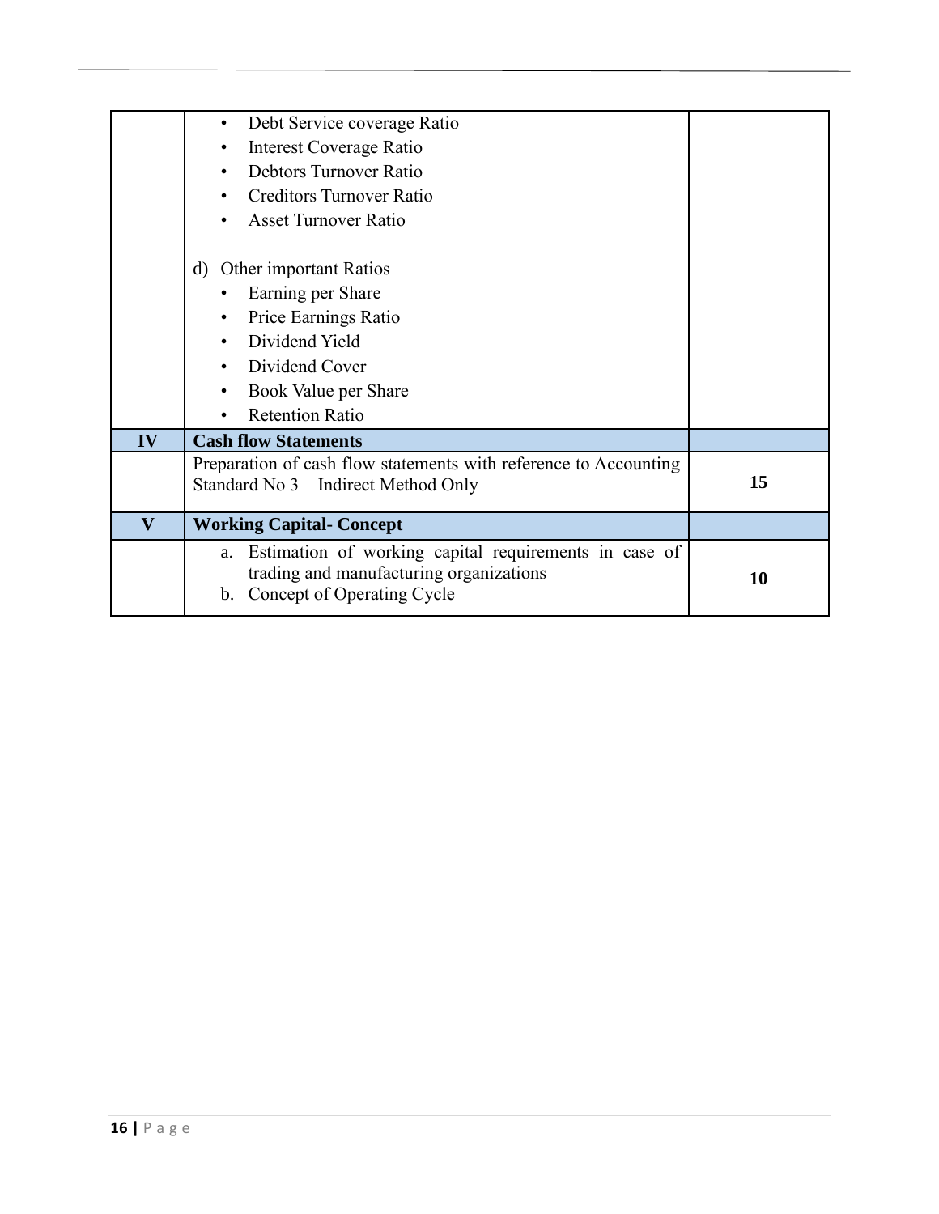| | | |
|---|---|---|
| | • Debt Service coverage Ratio<br>• Interest Coverage Ratio<br>• Debtors Turnover Ratio<br>• Creditors Turnover Ratio<br>• Asset Turnover Ratio<br><br>d) Other important Ratios<br>• Earning per Share<br>• Price Earnings Ratio<br>• Dividend Yield<br>• Dividend Cover<br>• Book Value per Share<br>• Retention Ratio | |
| **IV** | **Cash flow Statements** | |
| | Preparation of cash flow statements with reference to Accounting Standard No 3 – Indirect Method Only | **15** |
| **V** | **Working Capital- Concept** | |
| | a. Estimation of working capital requirements in case of trading and manufacturing organizations<br>b. Concept of Operating Cycle | **10** |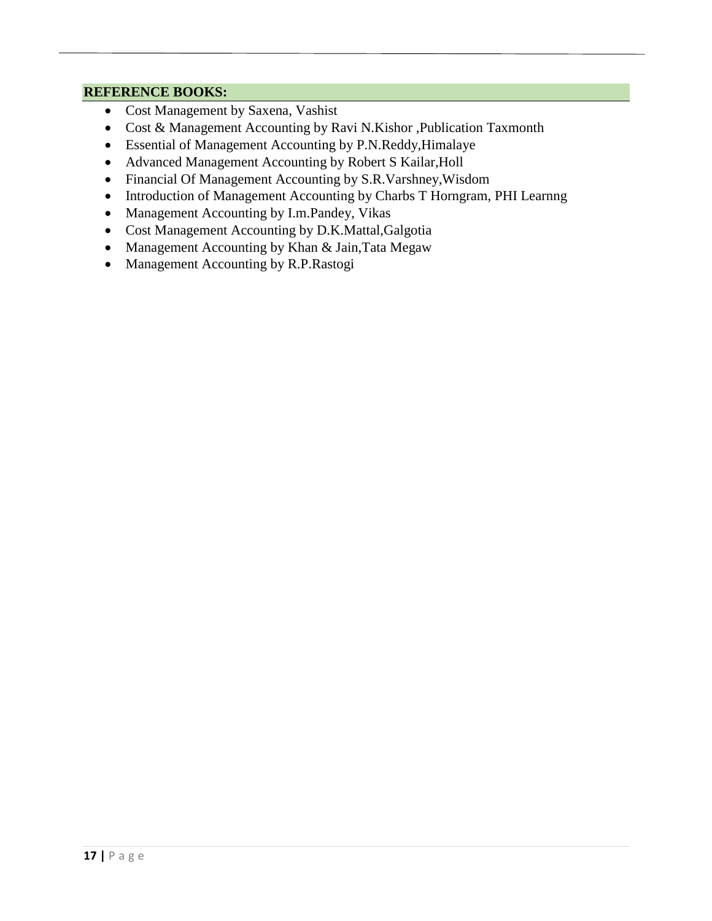**REFERENCE BOOKS:**

- Cost Management by Saxena, Vashist
- Cost & Management Accounting by Ravi N.Kishor ,Publication Taxmonth
- Essential of Management Accounting by P.N.Reddy,Himalaye
- Advanced Management Accounting by Robert S Kailar,Holl
- Financial Of Management Accounting by S.R.Varshney,Wisdom
- Introduction of Management Accounting by Charbs T Horngram, PHI Learnng
- Management Accounting by I.m.Pandey, Vikas
- Cost Management Accounting by D.K.Mattal,Galgotia
- Management Accounting by Khan & Jain,Tata Megaw
- Management Accounting by R.P.Rastogi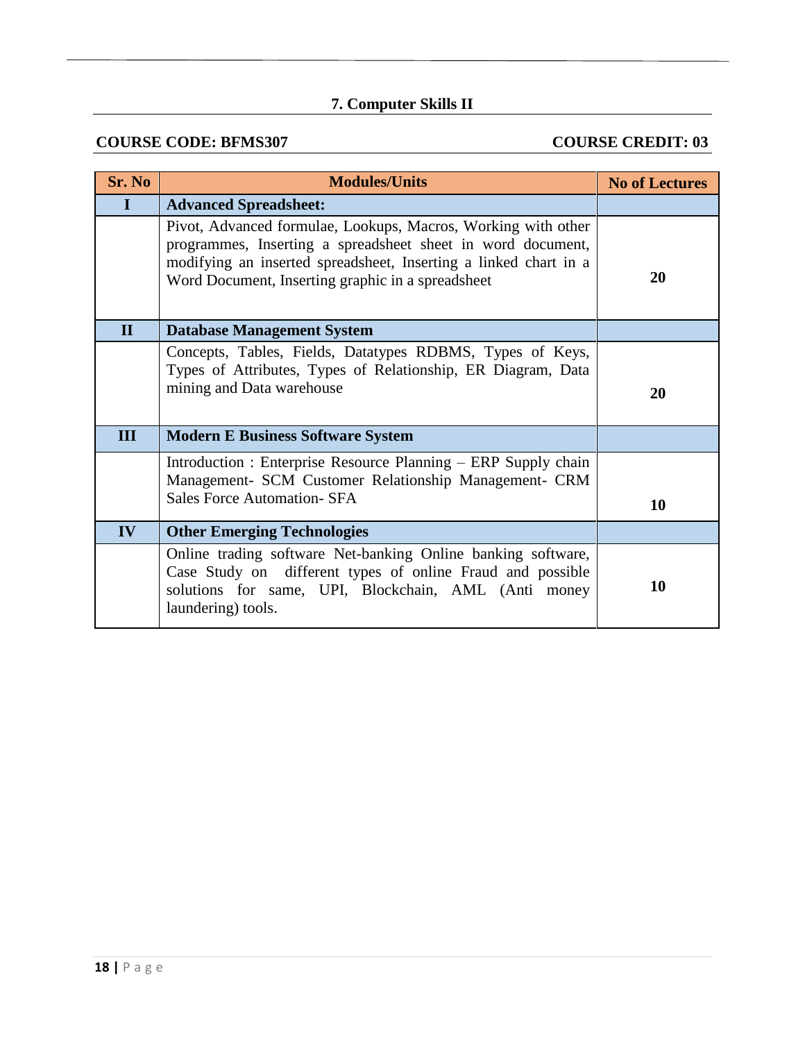## 7. Computer Skills II

**COURSE CODE: BFMS307** **COURSE CREDIT: 03**

| Sr. No | Modules/Units | No of Lectures |
|---|---|---|
| **I** | **Advanced Spreadsheet:** | |
| | Pivot, Advanced formulae, Lookups, Macros, Working with other programmes, Inserting a spreadsheet sheet in word document, modifying an inserted spreadsheet, Inserting a linked chart in a Word Document, Inserting graphic in a spreadsheet | **20** |
| **II** | **Database Management System** | |
| | Concepts, Tables, Fields, Datatypes RDBMS, Types of Keys, Types of Attributes, Types of Relationship, ER Diagram, Data mining and Data warehouse | **20** |
| **III** | **Modern E Business Software System** | |
| | Introduction : Enterprise Resource Planning – ERP Supply chain Management- SCM Customer Relationship Management- CRM Sales Force Automation- SFA | **10** |
| **IV** | **Other Emerging Technologies** | |
| | Online trading software Net-banking Online banking software, Case Study on different types of online Fraud and possible solutions for same, UPI, Blockchain, AML (Anti money laundering) tools. | **10** |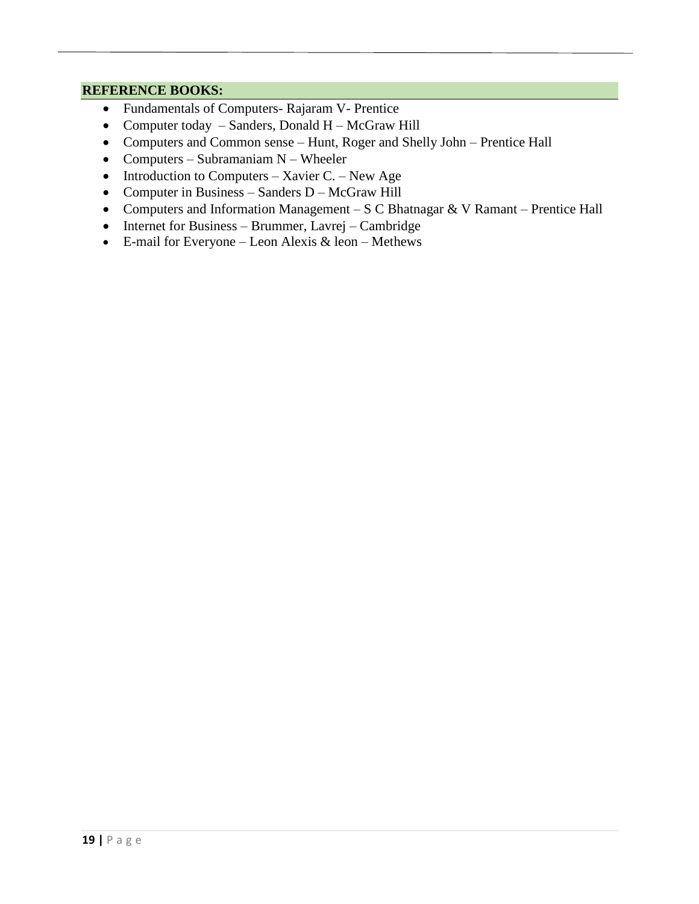**REFERENCE BOOKS:**

- Fundamentals of Computers- Rajaram V- Prentice
- Computer today – Sanders, Donald H – McGraw Hill
- Computers and Common sense – Hunt, Roger and Shelly John – Prentice Hall
- Computers – Subramaniam N – Wheeler
- Introduction to Computers – Xavier C. – New Age
- Computer in Business – Sanders D – McGraw Hill
- Computers and Information Management – S C Bhatnagar & V Ramant – Prentice Hall
- Internet for Business – Brummer, Lavrej – Cambridge
- E-mail for Everyone – Leon Alexis & leon – Methews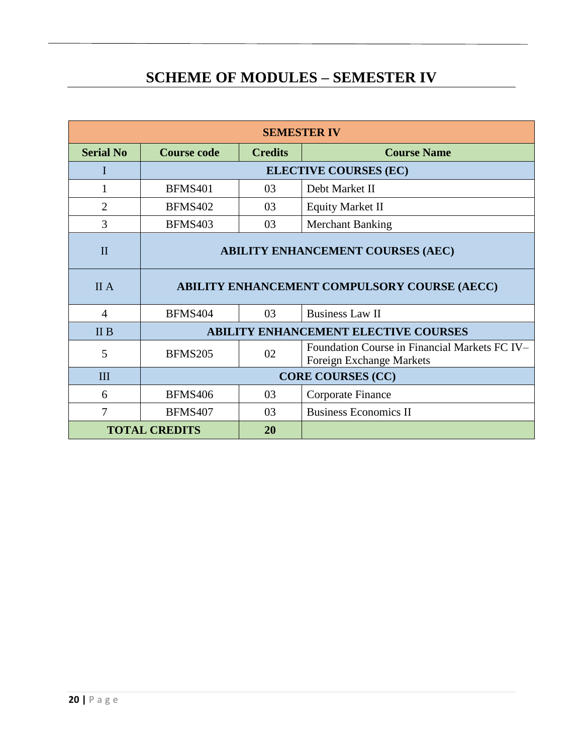# SCHEME OF MODULES – SEMESTER IV

| SEMESTER IV | | | |
|---|---|---|---|
| **Serial No** | **Course code** | **Credits** | **Course Name** |
| I | **ELECTIVE COURSES (EC)** | | |
| 1 | BFMS401 | 03 | Debt Market II |
| 2 | BFMS402 | 03 | Equity Market II |
| 3 | BFMS403 | 03 | Merchant Banking |
| II | **ABILITY ENHANCEMENT COURSES (AEC)** | | |
| II A | **ABILITY ENHANCEMENT COMPULSORY COURSE (AECC)** | | |
| 4 | BFMS404 | 03 | Business Law II |
| II B | **ABILITY ENHANCEMENT ELECTIVE COURSES** | | |
| 5 | BFMS205 | 02 | Foundation Course in Financial Markets FC IV– Foreign Exchange Markets |
| III | **CORE COURSES (CC)** | | |
| 6 | BFMS406 | 03 | Corporate Finance |
| 7 | BFMS407 | 03 | Business Economics II |
| **TOTAL CREDITS** | | **20** | |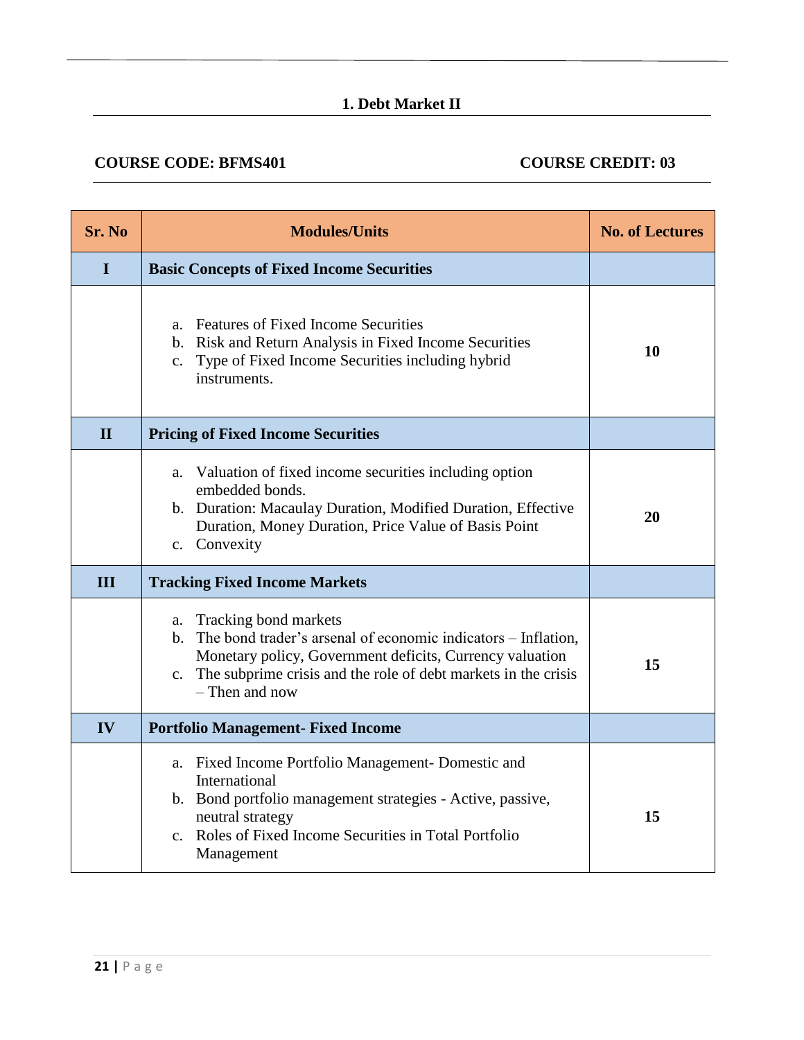## 1. Debt Market II

**COURSE CODE: BFMS401** **COURSE CREDIT: 03**

| Sr. No | Modules/Units | No. of Lectures |
|---|---|---|
| **I** | **Basic Concepts of Fixed Income Securities** | |
| | a. Features of Fixed Income Securities<br>b. Risk and Return Analysis in Fixed Income Securities<br>c. Type of Fixed Income Securities including hybrid instruments. | **10** |
| **II** | **Pricing of Fixed Income Securities** | |
| | a. Valuation of fixed income securities including option embedded bonds.<br>b. Duration: Macaulay Duration, Modified Duration, Effective Duration, Money Duration, Price Value of Basis Point<br>c. Convexity | **20** |
| **III** | **Tracking Fixed Income Markets** | |
| | a. Tracking bond markets<br>b. The bond trader's arsenal of economic indicators – Inflation, Monetary policy, Government deficits, Currency valuation<br>c. The subprime crisis and the role of debt markets in the crisis – Then and now | **15** |
| **IV** | **Portfolio Management- Fixed Income** | |
| | a. Fixed Income Portfolio Management- Domestic and International<br>b. Bond portfolio management strategies - Active, passive, neutral strategy<br>c. Roles of Fixed Income Securities in Total Portfolio Management | **15** |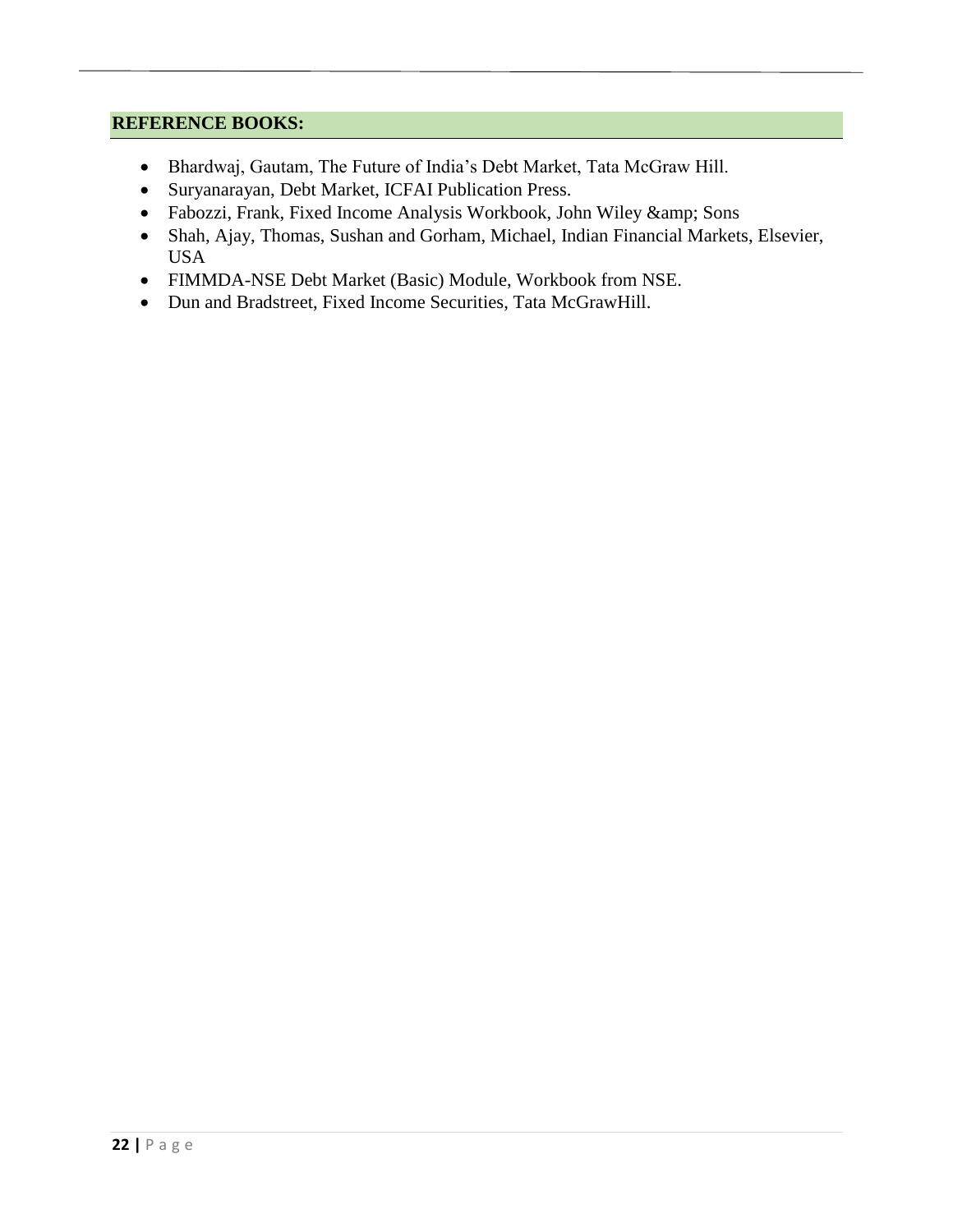## REFERENCE BOOKS:

- Bhardwaj, Gautam, The Future of India's Debt Market, Tata McGraw Hill.
- Suryanarayan, Debt Market, ICFAI Publication Press.
- Fabozzi, Frank, Fixed Income Analysis Workbook, John Wiley &amp; Sons
- Shah, Ajay, Thomas, Sushan and Gorham, Michael, Indian Financial Markets, Elsevier, USA
- FIMMDA-NSE Debt Market (Basic) Module, Workbook from NSE.
- Dun and Bradstreet, Fixed Income Securities, Tata McGrawHill.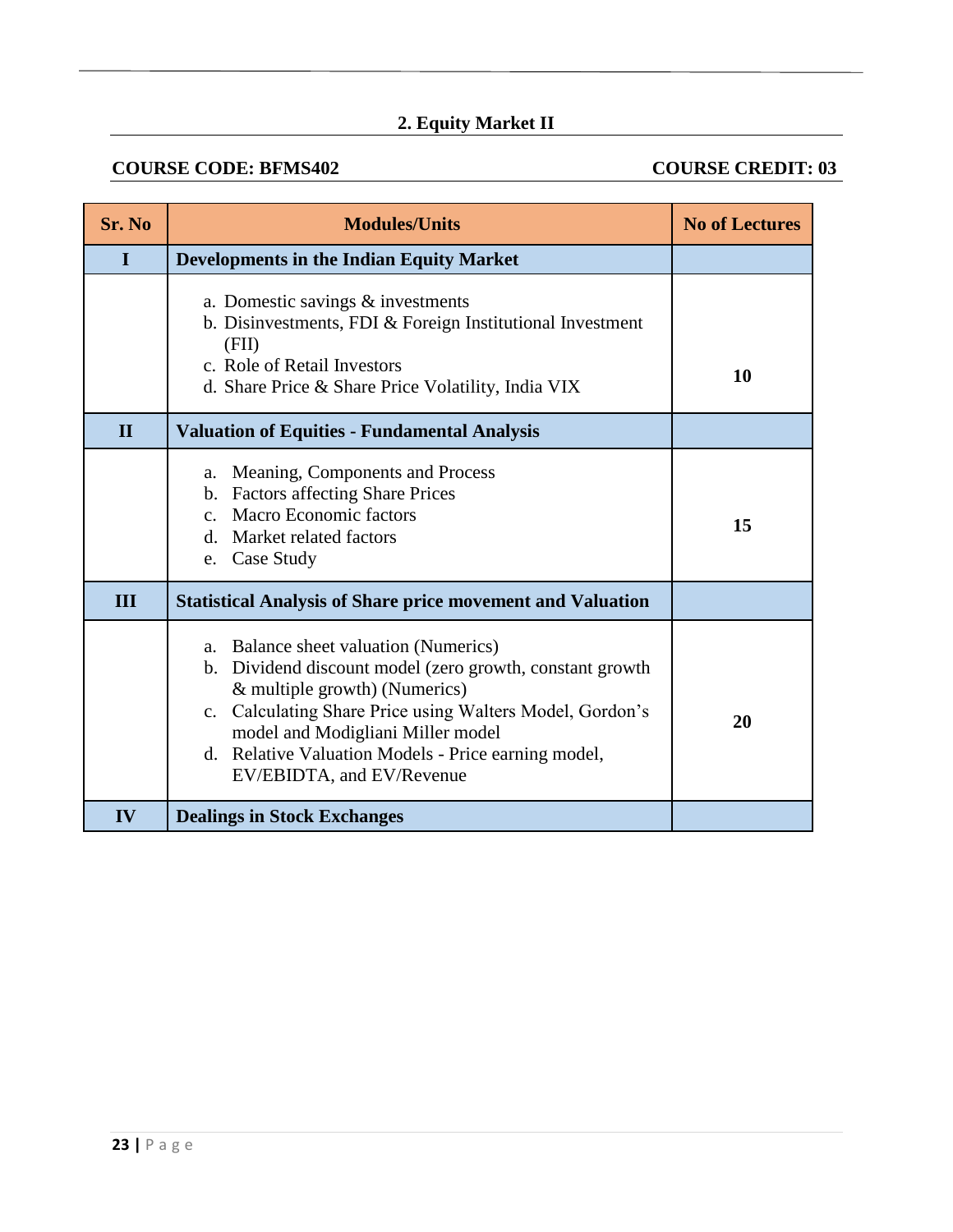## 2. Equity Market II

**COURSE CODE: BFMS402** **COURSE CREDIT: 03**

| Sr. No | Modules/Units | No of Lectures |
|---|---|---|
| **I** | **Developments in the Indian Equity Market** | |
| | a. Domestic savings & investments<br>b. Disinvestments, FDI & Foreign Institutional Investment (FII)<br>c. Role of Retail Investors<br>d. Share Price & Share Price Volatility, India VIX | **10** |
| **II** | **Valuation of Equities - Fundamental Analysis** | |
| | a. Meaning, Components and Process<br>b. Factors affecting Share Prices<br>c. Macro Economic factors<br>d. Market related factors<br>e. Case Study | **15** |
| **III** | **Statistical Analysis of Share price movement and Valuation** | |
| | a. Balance sheet valuation (Numerics)<br>b. Dividend discount model (zero growth, constant growth & multiple growth) (Numerics)<br>c. Calculating Share Price using Walters Model, Gordon's model and Modigliani Miller model<br>d. Relative Valuation Models - Price earning model, EV/EBIDTA, and EV/Revenue | **20** |
| **IV** | **Dealings in Stock Exchanges** | |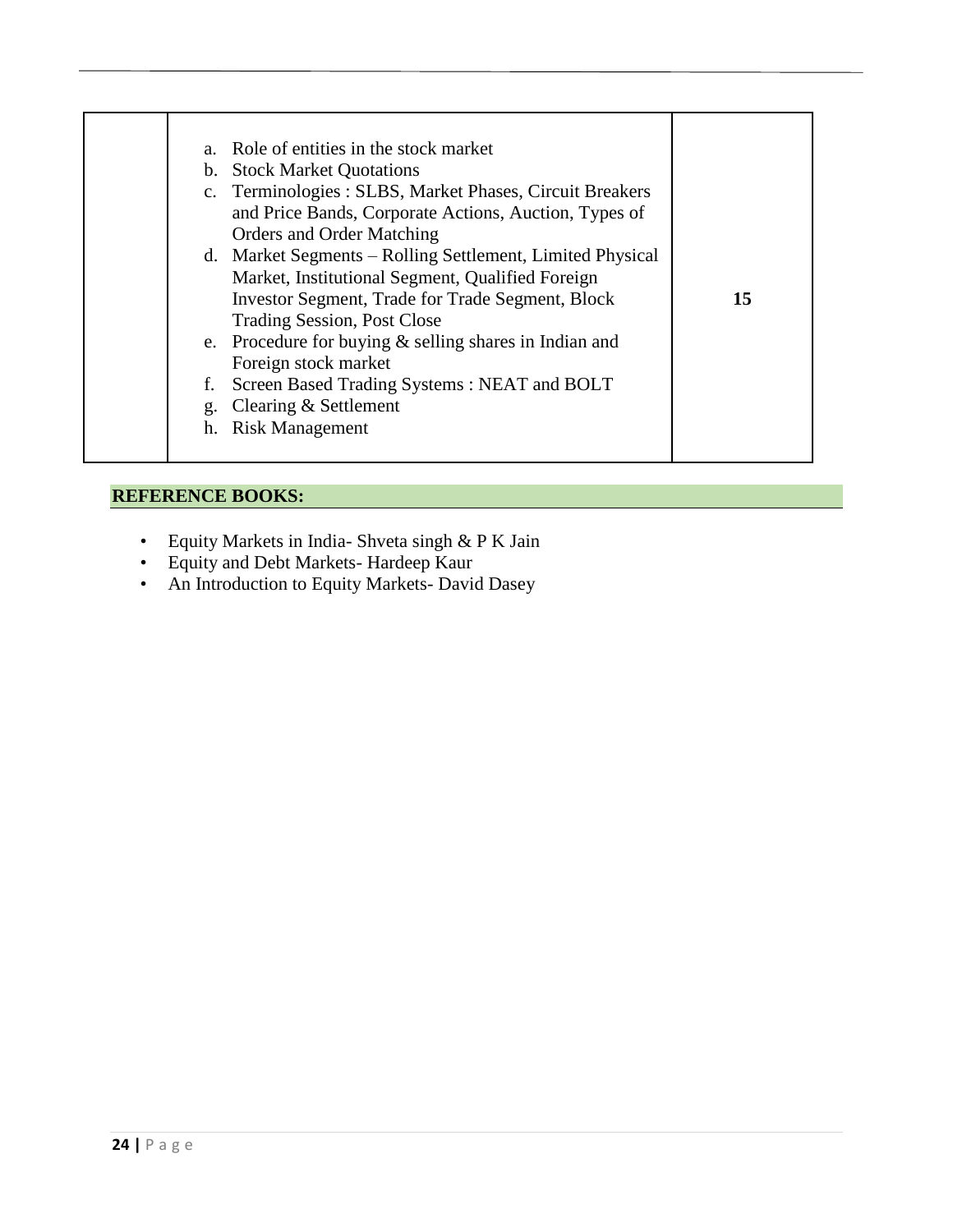| | | |
|---|---|---|
| | a. Role of entities in the stock market<br>b. Stock Market Quotations<br>c. Terminologies : SLBS, Market Phases, Circuit Breakers and Price Bands, Corporate Actions, Auction, Types of Orders and Order Matching<br>d. Market Segments – Rolling Settlement, Limited Physical Market, Institutional Segment, Qualified Foreign Investor Segment, Trade for Trade Segment, Block Trading Session, Post Close<br>e. Procedure for buying & selling shares in Indian and Foreign stock market<br>f. Screen Based Trading Systems : NEAT and BOLT<br>g. Clearing & Settlement<br>h. Risk Management | **15** |

**REFERENCE BOOKS:**

- Equity Markets in India- Shveta singh & P K Jain
- Equity and Debt Markets- Hardeep Kaur
- An Introduction to Equity Markets- David Dasey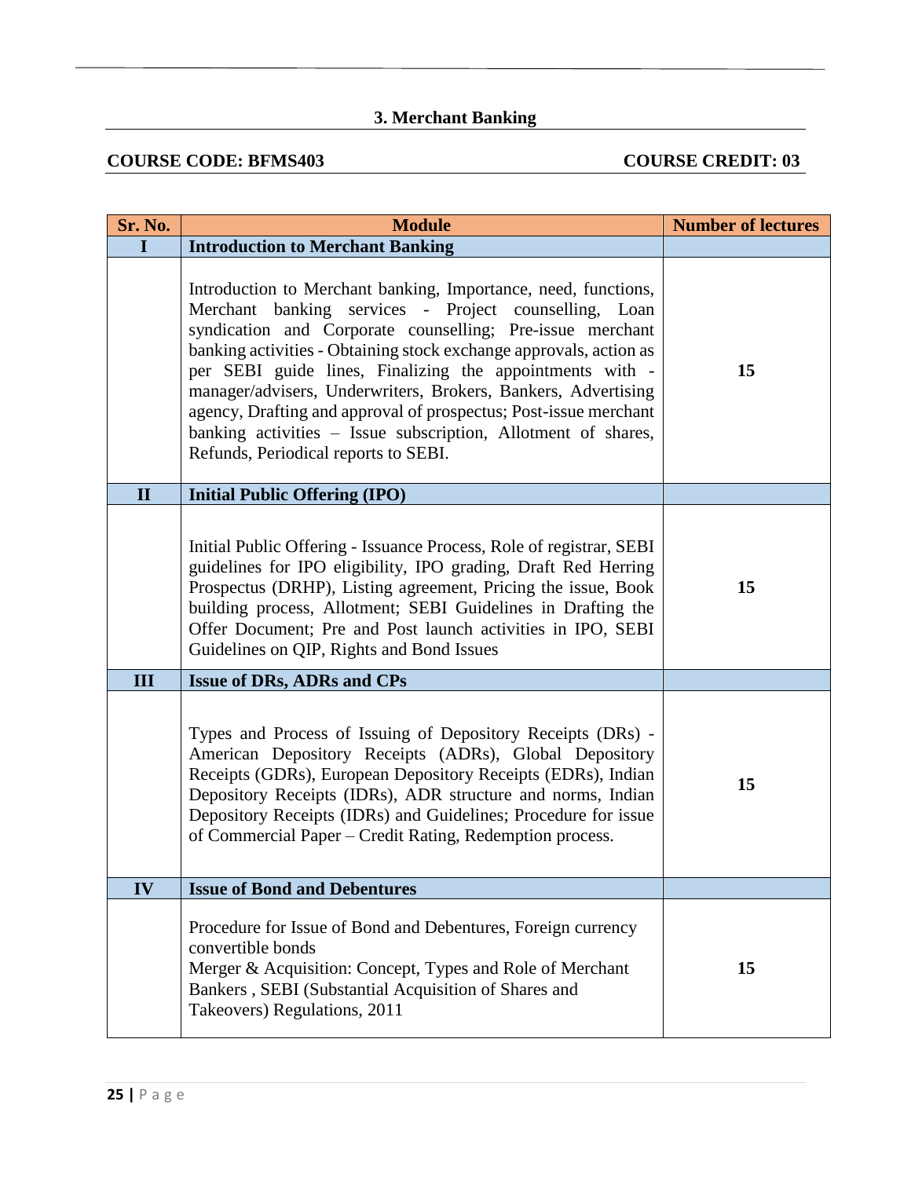## 3. Merchant Banking

**COURSE CODE: BFMS403** **COURSE CREDIT: 03**

| Sr. No. | Module | Number of lectures |
|---|---|---|
| **I** | **Introduction to Merchant Banking** | |
| | Introduction to Merchant banking, Importance, need, functions, Merchant banking services - Project counselling, Loan syndication and Corporate counselling; Pre-issue merchant banking activities - Obtaining stock exchange approvals, action as per SEBI guide lines, Finalizing the appointments with - manager/advisers, Underwriters, Brokers, Bankers, Advertising agency, Drafting and approval of prospectus; Post-issue merchant banking activities – Issue subscription, Allotment of shares, Refunds, Periodical reports to SEBI. | **15** |
| **II** | **Initial Public Offering (IPO)** | |
| | Initial Public Offering - Issuance Process, Role of registrar, SEBI guidelines for IPO eligibility, IPO grading, Draft Red Herring Prospectus (DRHP), Listing agreement, Pricing the issue, Book building process, Allotment; SEBI Guidelines in Drafting the Offer Document; Pre and Post launch activities in IPO, SEBI Guidelines on QIP, Rights and Bond Issues | **15** |
| **III** | **Issue of DRs, ADRs and CPs** | |
| | Types and Process of Issuing of Depository Receipts (DRs) - American Depository Receipts (ADRs), Global Depository Receipts (GDRs), European Depository Receipts (EDRs), Indian Depository Receipts (IDRs), ADR structure and norms, Indian Depository Receipts (IDRs) and Guidelines; Procedure for issue of Commercial Paper – Credit Rating, Redemption process. | **15** |
| **IV** | **Issue of Bond and Debentures** | |
| | Procedure for Issue of Bond and Debentures, Foreign currency convertible bonds<br>Merger & Acquisition: Concept, Types and Role of Merchant Bankers , SEBI (Substantial Acquisition of Shares and Takeovers) Regulations, 2011 | **15** |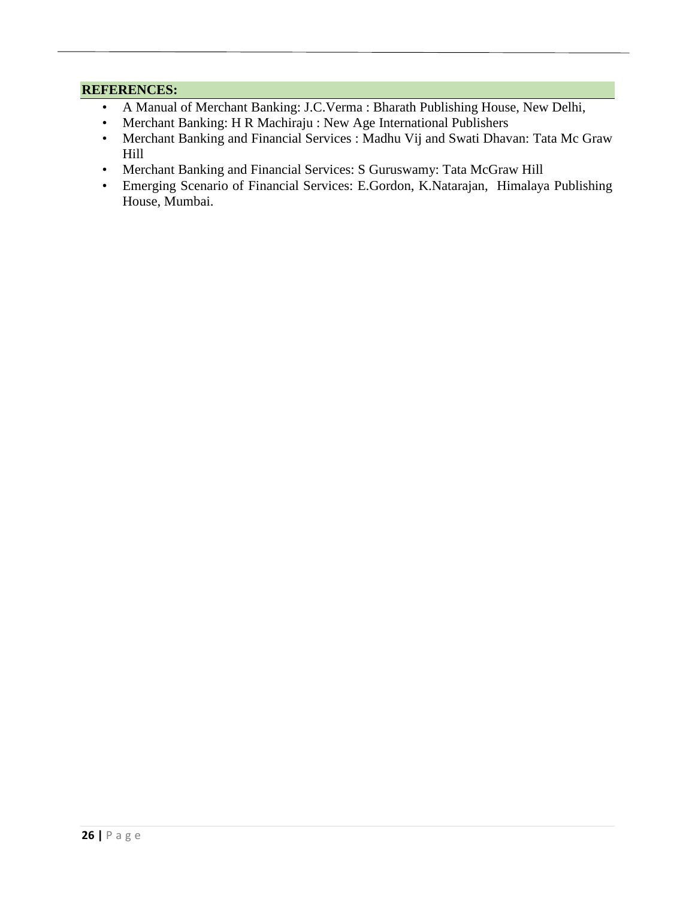**REFERENCES:**

- A Manual of Merchant Banking: J.C.Verma : Bharath Publishing House, New Delhi,
- Merchant Banking: H R Machiraju : New Age International Publishers
- Merchant Banking and Financial Services : Madhu Vij and Swati Dhavan: Tata Mc Graw Hill
- Merchant Banking and Financial Services: S Guruswamy: Tata McGraw Hill
- Emerging Scenario of Financial Services: E.Gordon, K.Natarajan, Himalaya Publishing House, Mumbai.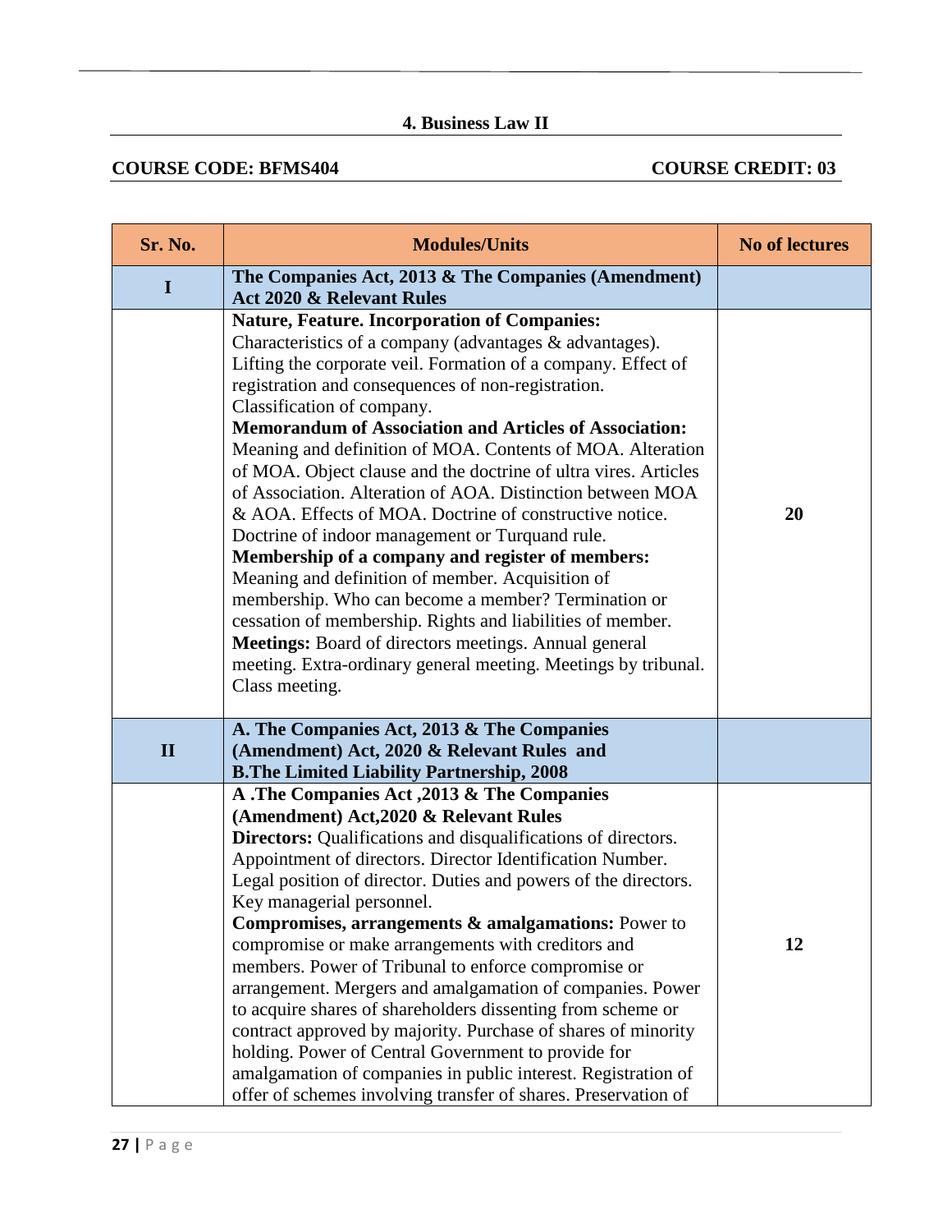## 4. Business Law II

**COURSE CODE: BFMS404** **COURSE CREDIT: 03**

| Sr. No. | Modules/Units | No of lectures |
|---|---|---|
| **I** | **The Companies Act, 2013 & The Companies (Amendment) Act 2020 & Relevant Rules** | |
| | **Nature, Feature. Incorporation of Companies:** Characteristics of a company (advantages & advantages). Lifting the corporate veil. Formation of a company. Effect of registration and consequences of non-registration. Classification of company. **Memorandum of Association and Articles of Association:** Meaning and definition of MOA. Contents of MOA. Alteration of MOA. Object clause and the doctrine of ultra vires. Articles of Association. Alteration of AOA. Distinction between MOA & AOA. Effects of MOA. Doctrine of constructive notice. Doctrine of indoor management or Turquand rule. **Membership of a company and register of members:** Meaning and definition of member. Acquisition of membership. Who can become a member? Termination or cessation of membership. Rights and liabilities of member. **Meetings:** Board of directors meetings. Annual general meeting. Extra-ordinary general meeting. Meetings by tribunal. Class meeting. | **20** |
| **II** | **A. The Companies Act, 2013 & The Companies (Amendment) Act, 2020 & Relevant Rules and B.The Limited Liability Partnership, 2008** | |
| | **A .The Companies Act ,2013 & The Companies (Amendment) Act,2020 & Relevant Rules** **Directors:** Qualifications and disqualifications of directors. Appointment of directors. Director Identification Number. Legal position of director. Duties and powers of the directors. Key managerial personnel. **Compromises, arrangements & amalgamations:** Power to compromise or make arrangements with creditors and members. Power of Tribunal to enforce compromise or arrangement. Mergers and amalgamation of companies. Power to acquire shares of shareholders dissenting from scheme or contract approved by majority. Purchase of shares of minority holding. Power of Central Government to provide for amalgamation of companies in public interest. Registration of offer of schemes involving transfer of shares. Preservation of | **12** |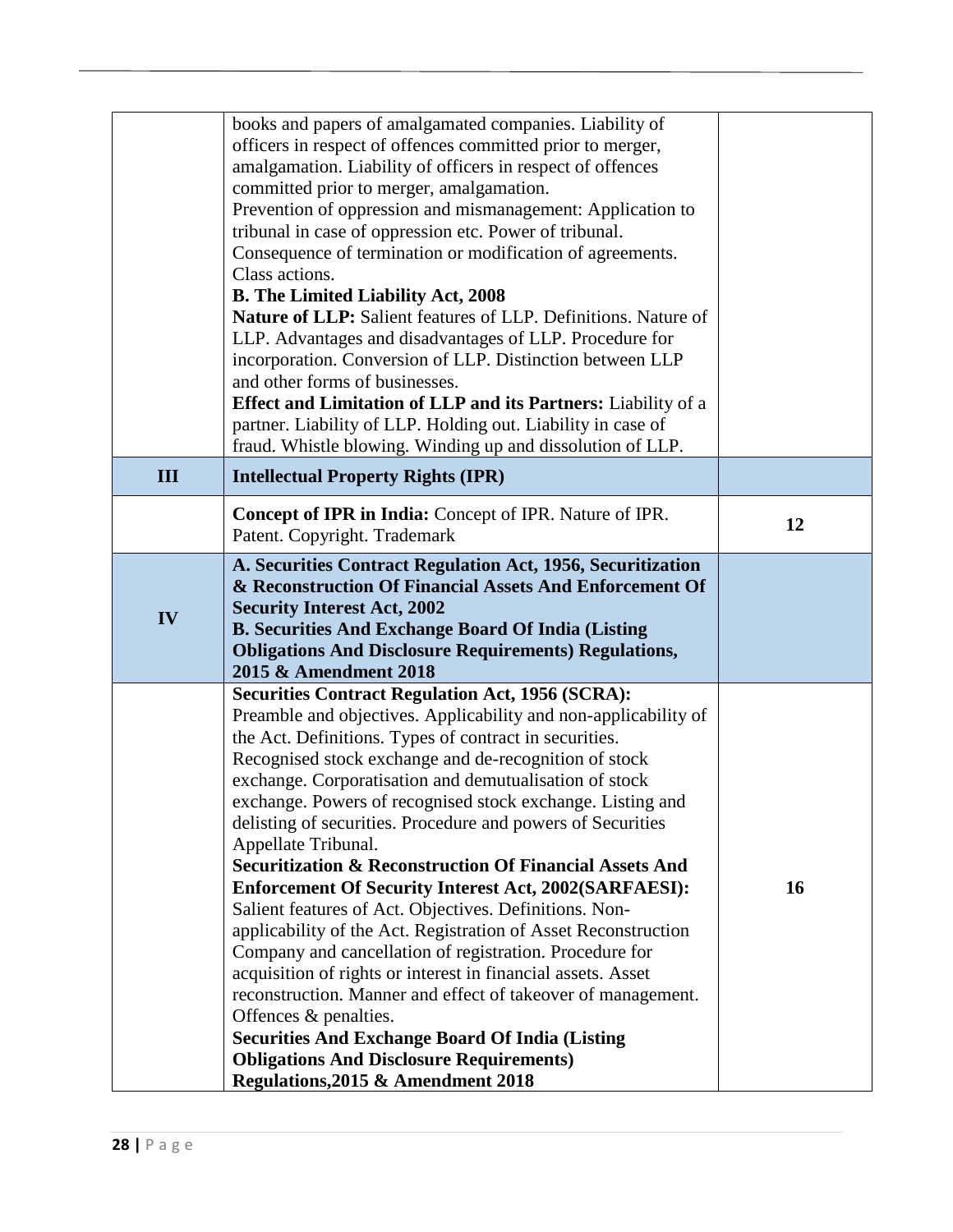| | | |
|---|---|---|
| | books and papers of amalgamated companies. Liability of officers in respect of offences committed prior to merger, amalgamation. Liability of officers in respect of offences committed prior to merger, amalgamation.<br>Prevention of oppression and mismanagement: Application to tribunal in case of oppression etc. Power of tribunal. Consequence of termination or modification of agreements. Class actions.<br>**B. The Limited Liability Act, 2008**<br>**Nature of LLP:** Salient features of LLP. Definitions. Nature of LLP. Advantages and disadvantages of LLP. Procedure for incorporation. Conversion of LLP. Distinction between LLP and other forms of businesses.<br>**Effect and Limitation of LLP and its Partners:** Liability of a partner. Liability of LLP. Holding out. Liability in case of fraud. Whistle blowing. Winding up and dissolution of LLP. | |
| **III** | **Intellectual Property Rights (IPR)** | |
| | **Concept of IPR in India:** Concept of IPR. Nature of IPR. Patent. Copyright. Trademark | **12** |
| **IV** | **A. Securities Contract Regulation Act, 1956, Securitization & Reconstruction Of Financial Assets And Enforcement Of Security Interest Act, 2002**<br>**B. Securities And Exchange Board Of India (Listing Obligations And Disclosure Requirements) Regulations, 2015 & Amendment 2018** | |
| | **Securities Contract Regulation Act, 1956 (SCRA):** Preamble and objectives. Applicability and non-applicability of the Act. Definitions. Types of contract in securities. Recognised stock exchange and de-recognition of stock exchange. Corporatisation and demutualisation of stock exchange. Powers of recognised stock exchange. Listing and delisting of securities. Procedure and powers of Securities Appellate Tribunal.<br>**Securitization & Reconstruction Of Financial Assets And Enforcement Of Security Interest Act, 2002(SARFAESI):** Salient features of Act. Objectives. Definitions. Non-applicability of the Act. Registration of Asset Reconstruction Company and cancellation of registration. Procedure for acquisition of rights or interest in financial assets. Asset reconstruction. Manner and effect of takeover of management. Offences & penalties.<br>**Securities And Exchange Board Of India (Listing Obligations And Disclosure Requirements) Regulations,2015 & Amendment 2018** | **16** |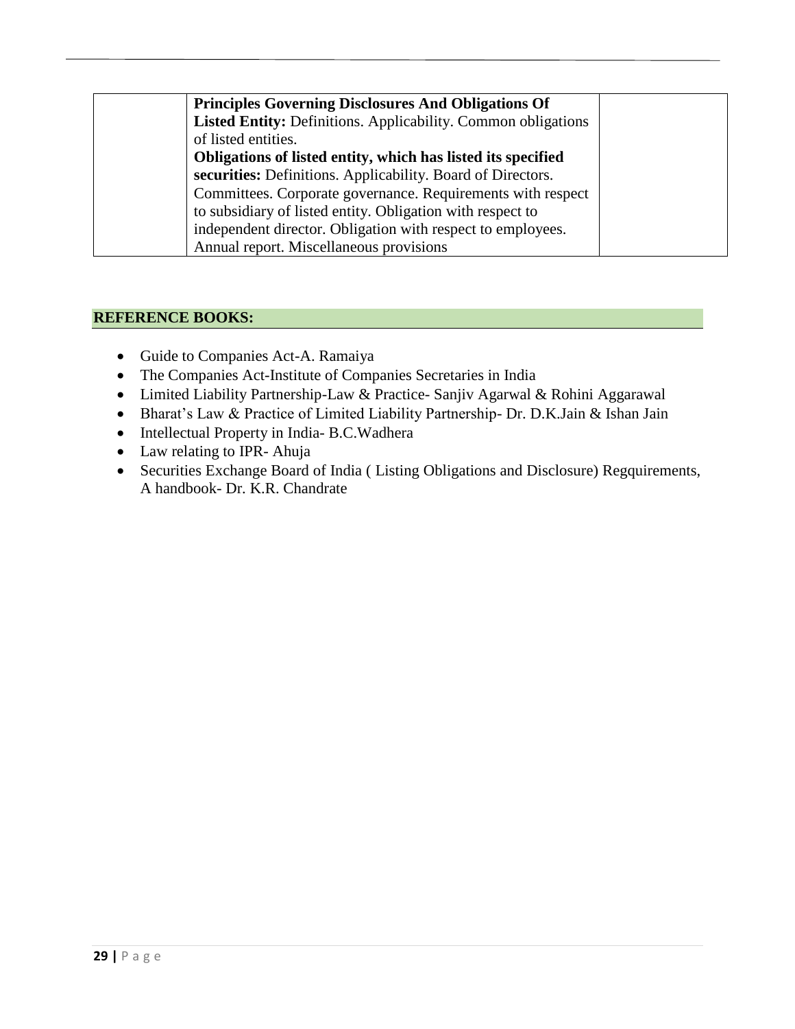| | | |
|---|---|---|
| | **Principles Governing Disclosures And Obligations Of Listed Entity:** Definitions. Applicability. Common obligations of listed entities.<br>**Obligations of listed entity, which has listed its specified securities:** Definitions. Applicability. Board of Directors. Committees. Corporate governance. Requirements with respect to subsidiary of listed entity. Obligation with respect to independent director. Obligation with respect to employees. Annual report. Miscellaneous provisions | |

## REFERENCE BOOKS:

- Guide to Companies Act-A. Ramaiya
- The Companies Act-Institute of Companies Secretaries in India
- Limited Liability Partnership-Law & Practice- Sanjiv Agarwal & Rohini Aggarawal
- Bharat's Law & Practice of Limited Liability Partnership- Dr. D.K.Jain & Ishan Jain
- Intellectual Property in India- B.C.Wadhera
- Law relating to IPR- Ahuja
- Securities Exchange Board of India ( Listing Obligations and Disclosure) Regquirements, A handbook- Dr. K.R. Chandrate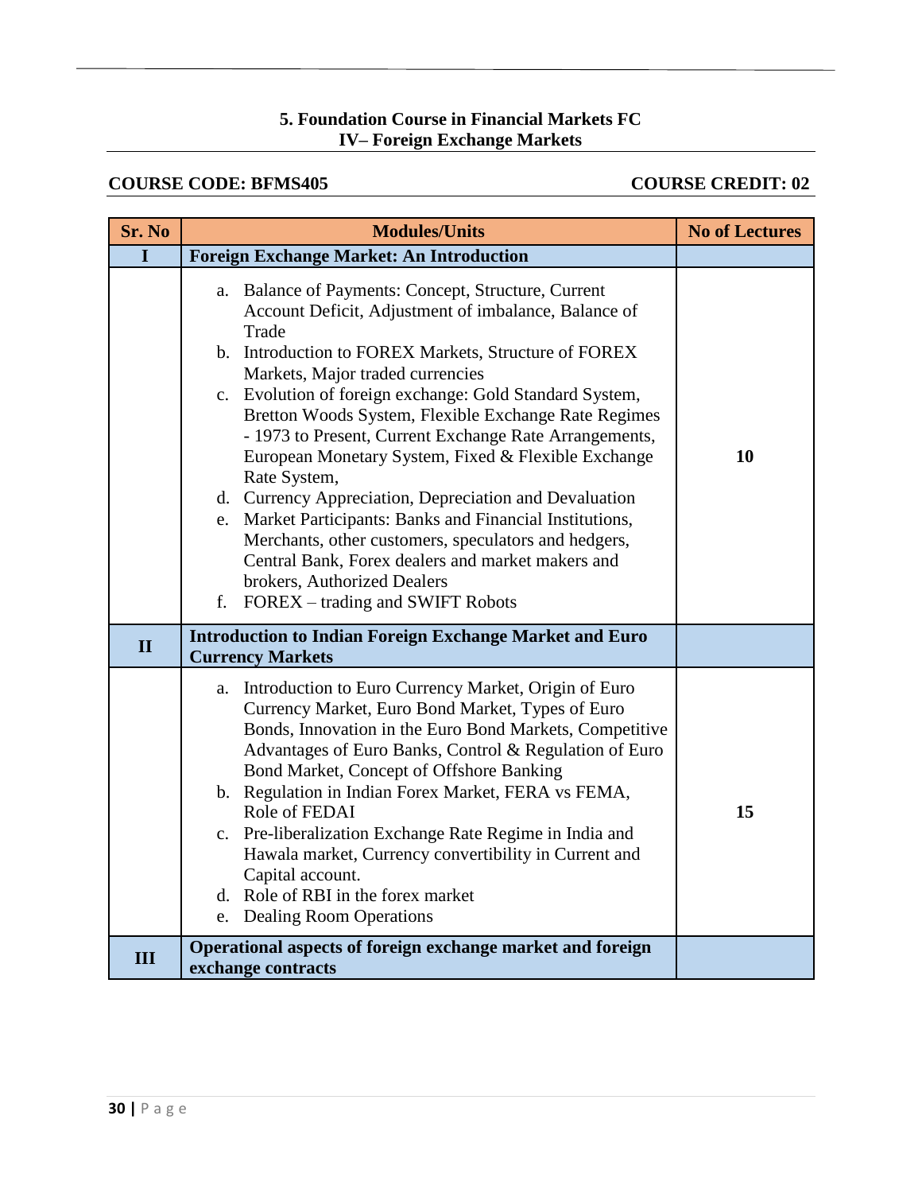**5. Foundation Course in Financial Markets FC**
**IV– Foreign Exchange Markets**

**COURSE CODE: BFMS405** **COURSE CREDIT: 02**

| Sr. No | Modules/Units | No of Lectures |
|---|---|---|
| **I** | **Foreign Exchange Market: An Introduction** | |
| | a. Balance of Payments: Concept, Structure, Current Account Deficit, Adjustment of imbalance, Balance of Trade<br>b. Introduction to FOREX Markets, Structure of FOREX Markets, Major traded currencies<br>c. Evolution of foreign exchange: Gold Standard System, Bretton Woods System, Flexible Exchange Rate Regimes - 1973 to Present, Current Exchange Rate Arrangements, European Monetary System, Fixed & Flexible Exchange Rate System,<br>d. Currency Appreciation, Depreciation and Devaluation<br>e. Market Participants: Banks and Financial Institutions, Merchants, other customers, speculators and hedgers, Central Bank, Forex dealers and market makers and brokers, Authorized Dealers<br>f. FOREX – trading and SWIFT Robots | **10** |
| **II** | **Introduction to Indian Foreign Exchange Market and Euro Currency Markets** | |
| | a. Introduction to Euro Currency Market, Origin of Euro Currency Market, Euro Bond Market, Types of Euro Bonds, Innovation in the Euro Bond Markets, Competitive Advantages of Euro Banks, Control & Regulation of Euro Bond Market, Concept of Offshore Banking<br>b. Regulation in Indian Forex Market, FERA vs FEMA, Role of FEDAI<br>c. Pre-liberalization Exchange Rate Regime in India and Hawala market, Currency convertibility in Current and Capital account.<br>d. Role of RBI in the forex market<br>e. Dealing Room Operations | **15** |
| **III** | **Operational aspects of foreign exchange market and foreign exchange contracts** | |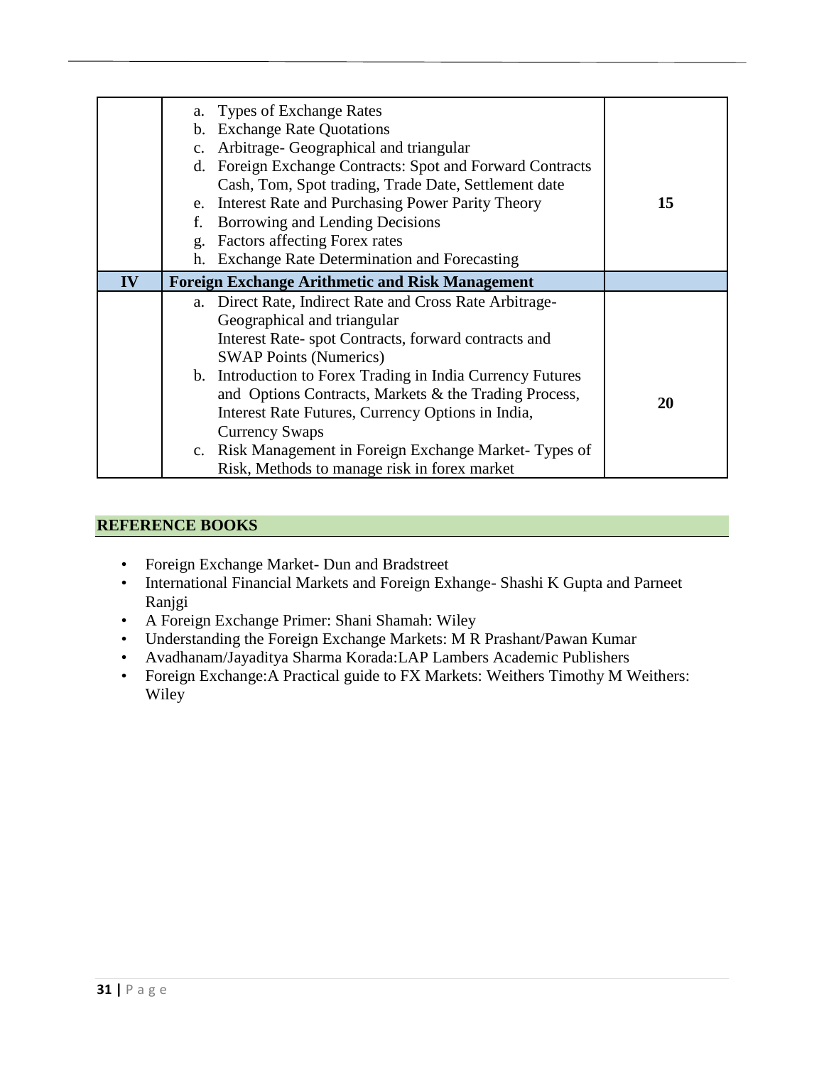| | | |
|---|---|---|
| | a. Types of Exchange Rates<br>b. Exchange Rate Quotations<br>c. Arbitrage- Geographical and triangular<br>d. Foreign Exchange Contracts: Spot and Forward Contracts Cash, Tom, Spot trading, Trade Date, Settlement date<br>e. Interest Rate and Purchasing Power Parity Theory<br>f. Borrowing and Lending Decisions<br>g. Factors affecting Forex rates<br>h. Exchange Rate Determination and Forecasting | **15** |
| **IV** | **Foreign Exchange Arithmetic and Risk Management** | |
| | a. Direct Rate, Indirect Rate and Cross Rate Arbitrage-Geographical and triangular<br>Interest Rate- spot Contracts, forward contracts and SWAP Points (Numerics)<br>b. Introduction to Forex Trading in India Currency Futures and Options Contracts, Markets & the Trading Process, Interest Rate Futures, Currency Options in India, Currency Swaps<br>c. Risk Management in Foreign Exchange Market- Types of Risk, Methods to manage risk in forex market | **20** |

## REFERENCE BOOKS

- Foreign Exchange Market- Dun and Bradstreet
- International Financial Markets and Foreign Exhange- Shashi K Gupta and Parneet Ranjgi
- A Foreign Exchange Primer: Shani Shamah: Wiley
- Understanding the Foreign Exchange Markets: M R Prashant/Pawan Kumar
- Avadhanam/Jayaditya Sharma Korada:LAP Lambers Academic Publishers
- Foreign Exchange:A Practical guide to FX Markets: Weithers Timothy M Weithers: Wiley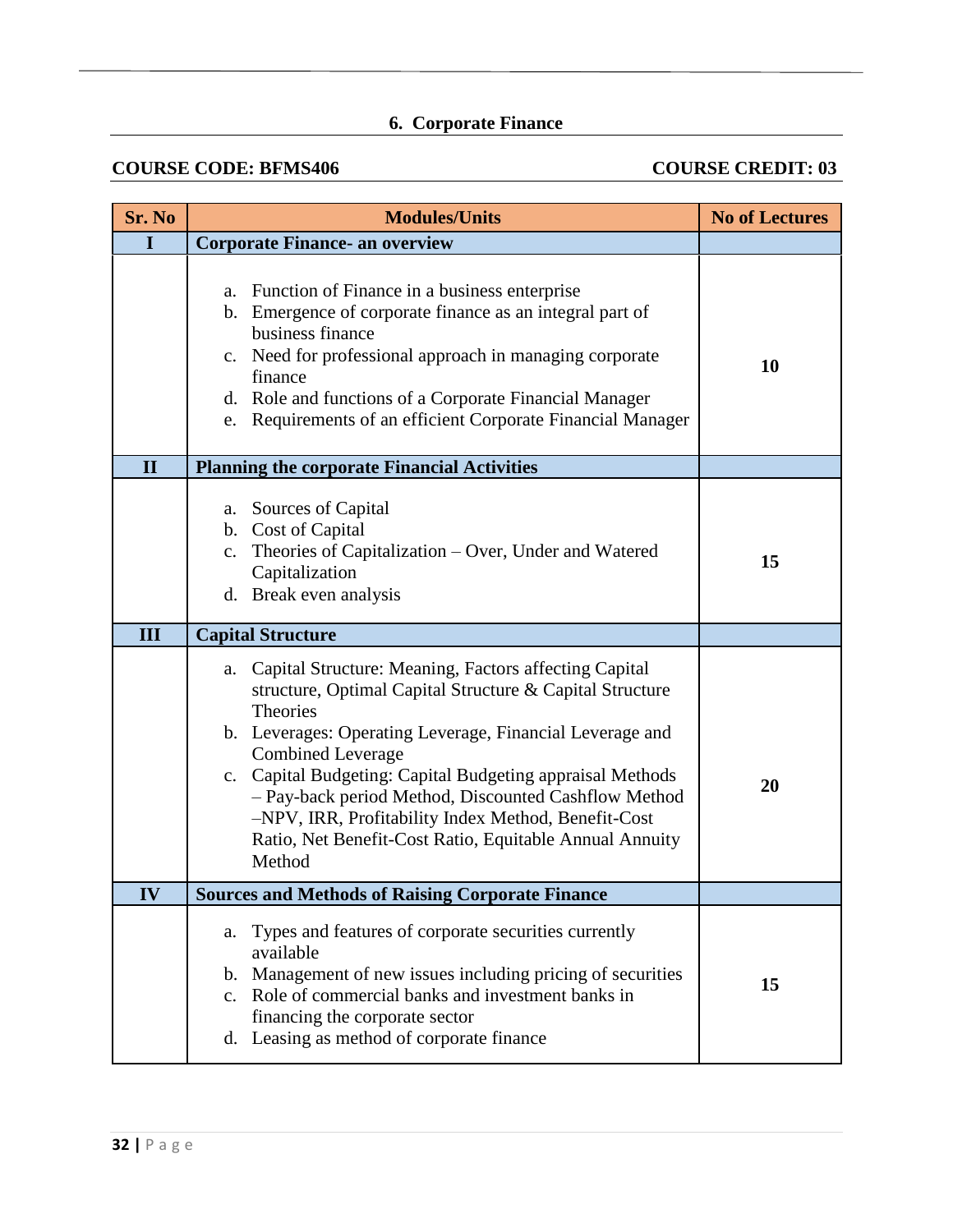## 6. Corporate Finance

**COURSE CODE: BFMS406** **COURSE CREDIT: 03**

| Sr. No | Modules/Units | No of Lectures |
|---|---|---|
| **I** | **Corporate Finance- an overview** | |
| | a. Function of Finance in a business enterprise<br>b. Emergence of corporate finance as an integral part of business finance<br>c. Need for professional approach in managing corporate finance<br>d. Role and functions of a Corporate Financial Manager<br>e. Requirements of an efficient Corporate Financial Manager | **10** |
| **II** | **Planning the corporate Financial Activities** | |
| | a. Sources of Capital<br>b. Cost of Capital<br>c. Theories of Capitalization – Over, Under and Watered Capitalization<br>d. Break even analysis | **15** |
| **III** | **Capital Structure** | |
| | a. Capital Structure: Meaning, Factors affecting Capital structure, Optimal Capital Structure & Capital Structure Theories<br>b. Leverages: Operating Leverage, Financial Leverage and Combined Leverage<br>c. Capital Budgeting: Capital Budgeting appraisal Methods – Pay-back period Method, Discounted Cashflow Method –NPV, IRR, Profitability Index Method, Benefit-Cost Ratio, Net Benefit-Cost Ratio, Equitable Annual Annuity Method | **20** |
| **IV** | **Sources and Methods of Raising Corporate Finance** | |
| | a. Types and features of corporate securities currently available<br>b. Management of new issues including pricing of securities<br>c. Role of commercial banks and investment banks in financing the corporate sector<br>d. Leasing as method of corporate finance | **15** |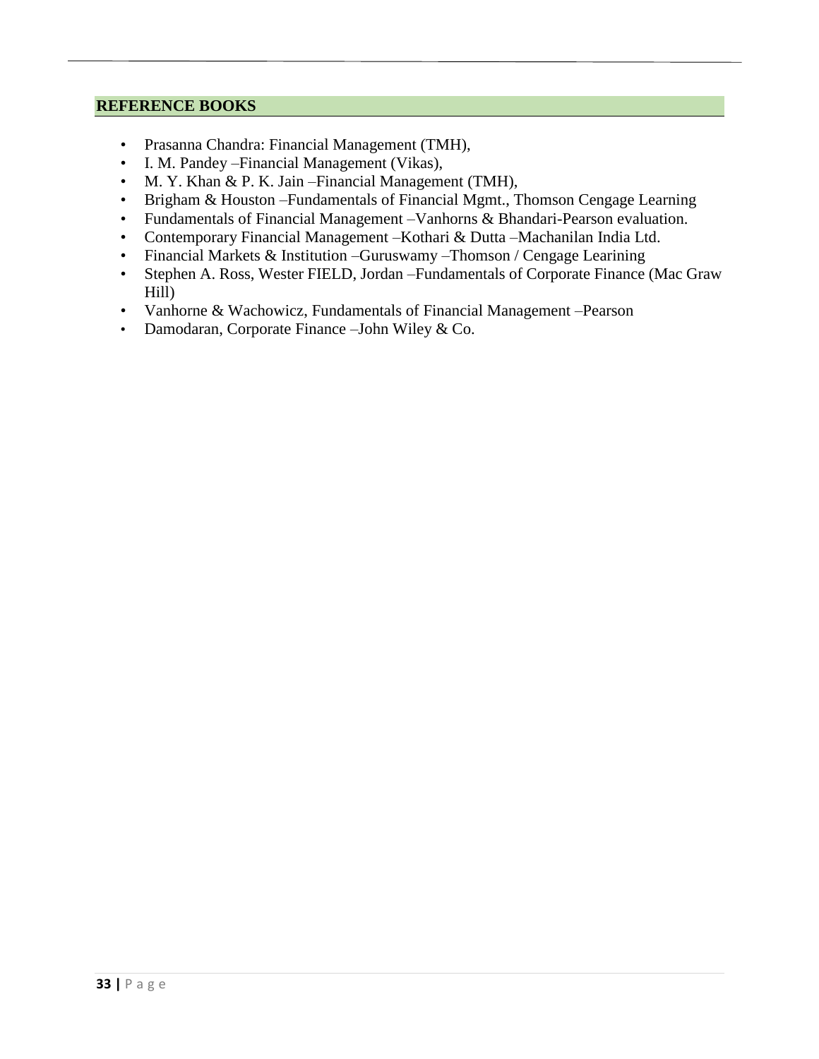## REFERENCE BOOKS

- Prasanna Chandra: Financial Management (TMH),
- I. M. Pandey –Financial Management (Vikas),
- M. Y. Khan & P. K. Jain –Financial Management (TMH),
- Brigham & Houston –Fundamentals of Financial Mgmt., Thomson Cengage Learning
- Fundamentals of Financial Management –Vanhorns & Bhandari-Pearson evaluation.
- Contemporary Financial Management –Kothari & Dutta –Machanilan India Ltd.
- Financial Markets & Institution –Guruswamy –Thomson / Cengage Learining
- Stephen A. Ross, Wester FIELD, Jordan –Fundamentals of Corporate Finance (Mac Graw Hill)
- Vanhorne & Wachowicz, Fundamentals of Financial Management –Pearson
- Damodaran, Corporate Finance –John Wiley & Co.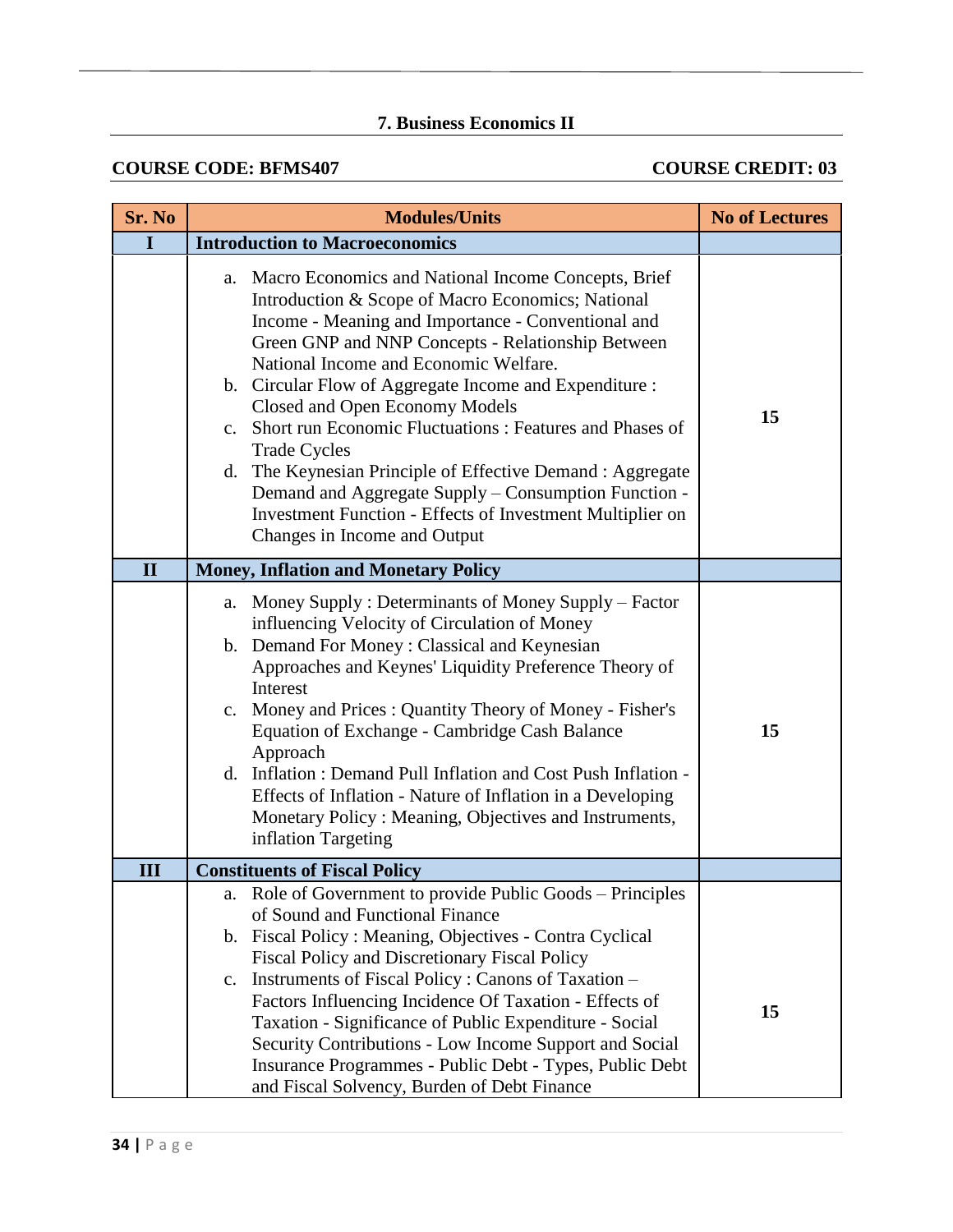## 7. Business Economics II

**COURSE CODE: BFMS407** **COURSE CREDIT: 03**

| Sr. No | Modules/Units | No of Lectures |
|---|---|---|
| **I** | **Introduction to Macroeconomics** | |
| | a. Macro Economics and National Income Concepts, Brief Introduction & Scope of Macro Economics; National Income - Meaning and Importance - Conventional and Green GNP and NNP Concepts - Relationship Between National Income and Economic Welfare.<br>b. Circular Flow of Aggregate Income and Expenditure : Closed and Open Economy Models<br>c. Short run Economic Fluctuations : Features and Phases of Trade Cycles<br>d. The Keynesian Principle of Effective Demand : Aggregate Demand and Aggregate Supply – Consumption Function - Investment Function - Effects of Investment Multiplier on Changes in Income and Output | **15** |
| **II** | **Money, Inflation and Monetary Policy** | |
| | a. Money Supply : Determinants of Money Supply – Factor influencing Velocity of Circulation of Money<br>b. Demand For Money : Classical and Keynesian Approaches and Keynes' Liquidity Preference Theory of Interest<br>c. Money and Prices : Quantity Theory of Money - Fisher's Equation of Exchange - Cambridge Cash Balance Approach<br>d. Inflation : Demand Pull Inflation and Cost Push Inflation - Effects of Inflation - Nature of Inflation in a Developing Monetary Policy : Meaning, Objectives and Instruments, inflation Targeting | **15** |
| **III** | **Constituents of Fiscal Policy** | |
| | a. Role of Government to provide Public Goods – Principles of Sound and Functional Finance<br>b. Fiscal Policy : Meaning, Objectives - Contra Cyclical Fiscal Policy and Discretionary Fiscal Policy<br>c. Instruments of Fiscal Policy : Canons of Taxation – Factors Influencing Incidence Of Taxation - Effects of Taxation - Significance of Public Expenditure - Social Security Contributions - Low Income Support and Social Insurance Programmes - Public Debt - Types, Public Debt and Fiscal Solvency, Burden of Debt Finance | **15** |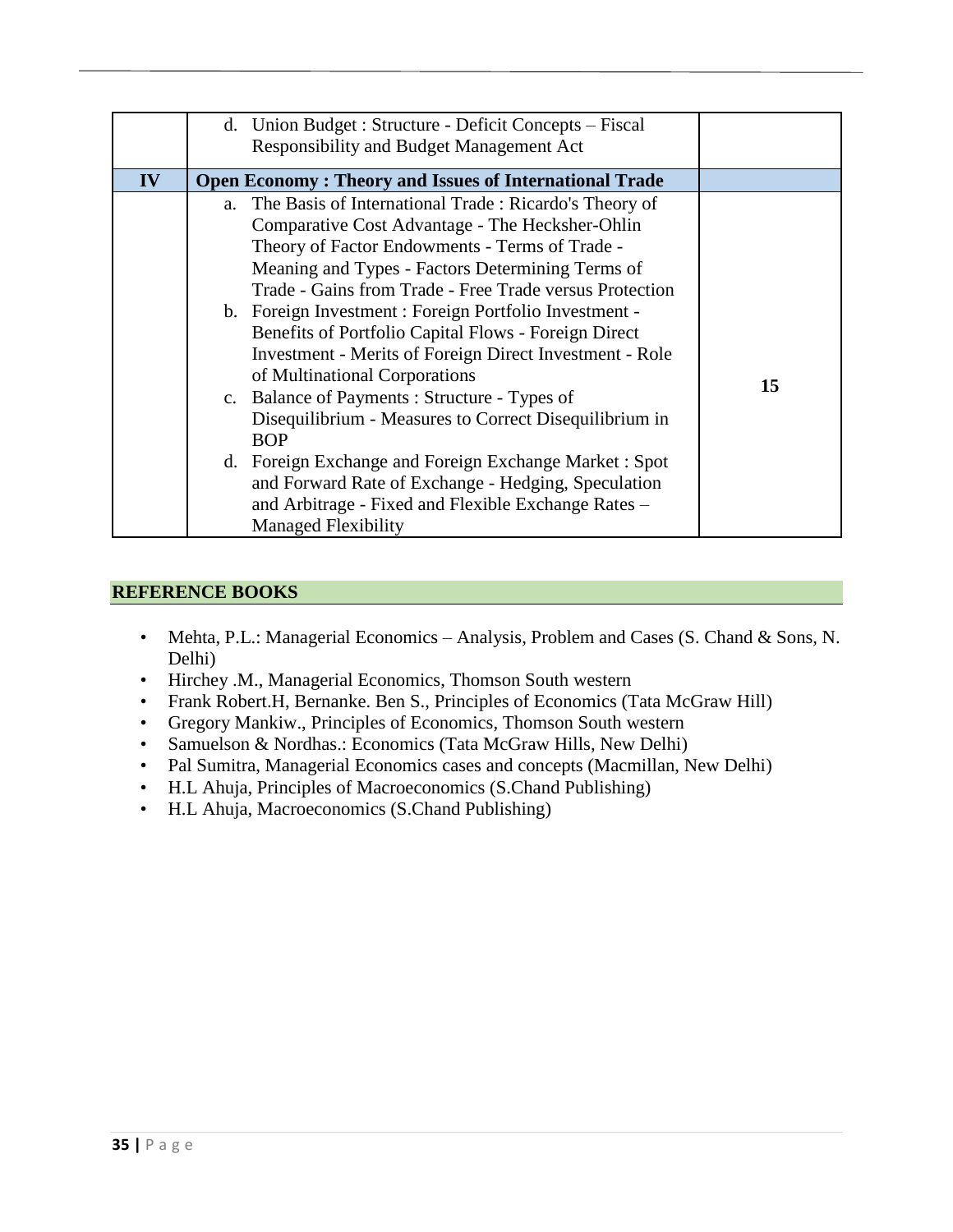| | | |
|---|---|---|
| | d. Union Budget : Structure - Deficit Concepts – Fiscal Responsibility and Budget Management Act | |
| **IV** | **Open Economy : Theory and Issues of International Trade** | |
| | a. The Basis of International Trade : Ricardo's Theory of Comparative Cost Advantage - The Heckscher-Ohlin Theory of Factor Endowments - Terms of Trade - Meaning and Types - Factors Determining Terms of Trade - Gains from Trade - Free Trade versus Protection<br>b. Foreign Investment : Foreign Portfolio Investment - Benefits of Portfolio Capital Flows - Foreign Direct Investment - Merits of Foreign Direct Investment - Role of Multinational Corporations<br>c. Balance of Payments : Structure - Types of Disequilibrium - Measures to Correct Disequilibrium in BOP<br>d. Foreign Exchange and Foreign Exchange Market : Spot and Forward Rate of Exchange - Hedging, Speculation and Arbitrage - Fixed and Flexible Exchange Rates – Managed Flexibility | **15** |

## REFERENCE BOOKS

- Mehta, P.L.: Managerial Economics – Analysis, Problem and Cases (S. Chand & Sons, N. Delhi)
- Hirchey .M., Managerial Economics, Thomson South western
- Frank Robert.H, Bernanke. Ben S., Principles of Economics (Tata McGraw Hill)
- Gregory Mankiw., Principles of Economics, Thomson South western
- Samuelson & Nordhas.: Economics (Tata McGraw Hills, New Delhi)
- Pal Sumitra, Managerial Economics cases and concepts (Macmillan, New Delhi)
- H.L Ahuja, Principles of Macroeconomics (S.Chand Publishing)
- H.L Ahuja, Macroeconomics (S.Chand Publishing)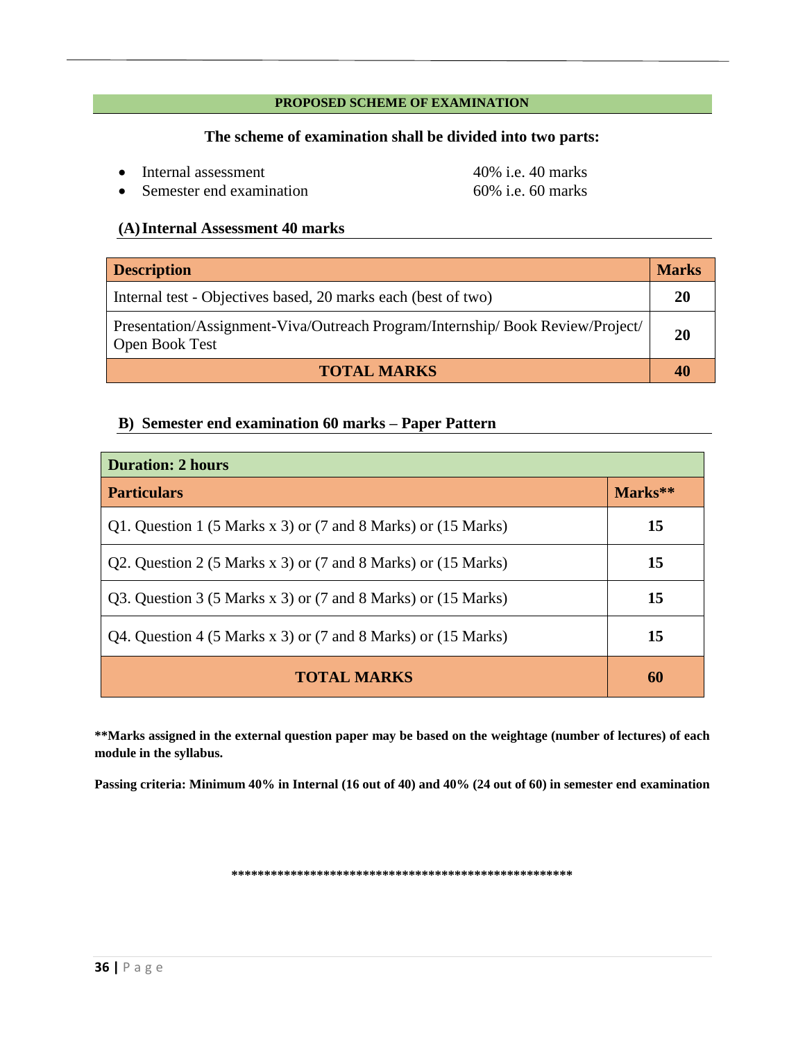## PROPOSED SCHEME OF EXAMINATION

**The scheme of examination shall be divided into two parts:**

- Internal assessment 40% i.e. 40 marks
- Semester end examination 60% i.e. 60 marks

### (A) Internal Assessment 40 marks

| Description | Marks |
|---|---|
| Internal test - Objectives based, 20 marks each (best of two) | **20** |
| Presentation/Assignment-Viva/Outreach Program/Internship/ Book Review/Project/ Open Book Test | **20** |
| **TOTAL MARKS** | **40** |

### B) Semester end examination 60 marks – Paper Pattern

| Duration: 2 hours | |
|---|---|
| **Particulars** | **Marks**** |
| Q1. Question 1 (5 Marks x 3) or (7 and 8 Marks) or (15 Marks) | **15** |
| Q2. Question 2 (5 Marks x 3) or (7 and 8 Marks) or (15 Marks) | **15** |
| Q3. Question 3 (5 Marks x 3) or (7 and 8 Marks) or (15 Marks) | **15** |
| Q4. Question 4 (5 Marks x 3) or (7 and 8 Marks) or (15 Marks) | **15** |
| **TOTAL MARKS** | **60** |

****Marks assigned in the external question paper may be based on the weightage (number of lectures) of each module in the syllabus.**

**Passing criteria: Minimum 40% in Internal (16 out of 40) and 40% (24 out of 60) in semester end examination**

*****************************************************